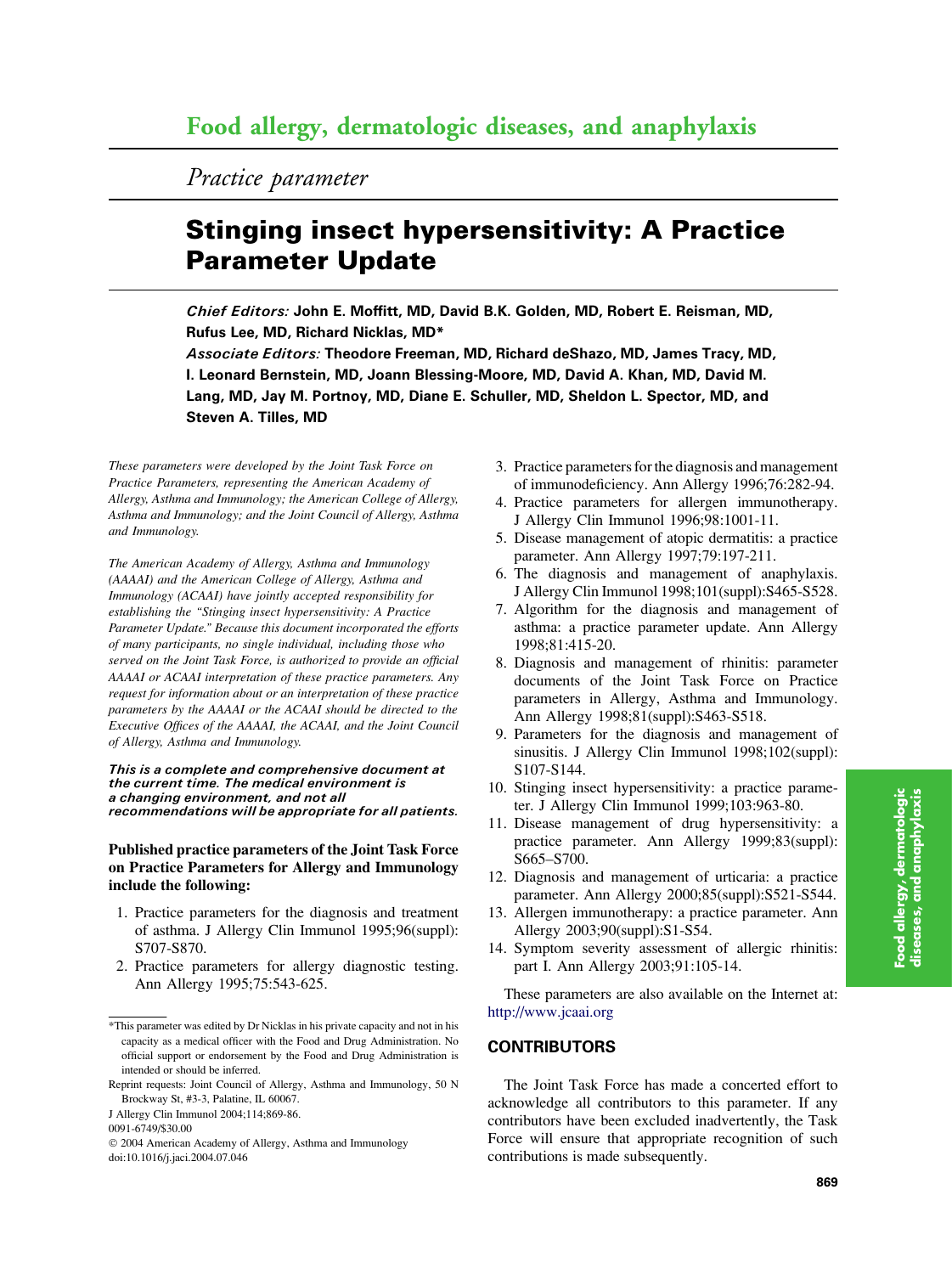# Food allergy, dermatologic diseases, and anaphylaxis

## *Practice parameter*

# Stinging insect hypersensitivity: A Practice Parameter Update

***Chief Editors:*** **John E. Moffitt, MD, David B.K. Golden, MD, Robert E. Reisman, MD, Rufus Lee, MD, Richard Nicklas, MD***

***Associate Editors:*** **Theodore Freeman, MD, Richard deShazo, MD, James Tracy, MD, I. Leonard Bernstein, MD, Joann Blessing-Moore, MD, David A. Khan, MD, David M. Lang, MD, Jay M. Portnoy, MD, Diane E. Schuller, MD, Sheldon L. Spector, MD, and Steven A. Tilles, MD**

*These parameters were developed by the Joint Task Force on Practice Parameters, representing the American Academy of Allergy, Asthma and Immunology; the American College of Allergy, Asthma and Immunology; and the Joint Council of Allergy, Asthma and Immunology.*

*The American Academy of Allergy, Asthma and Immunology (AAAAI) and the American College of Allergy, Asthma and Immunology (ACAAI) have jointly accepted responsibility for establishing the "Stinging insect hypersensitivity: A Practice Parameter Update." Because this document incorporated the efforts of many participants, no single individual, including those who served on the Joint Task Force, is authorized to provide an official AAAAI or ACAAI interpretation of these practice parameters. Any request for information about or an interpretation of these practice parameters by the AAAAI or the ACAAI should be directed to the Executive Offices of the AAAAI, the ACAAI, and the Joint Council of Allergy, Asthma and Immunology.*

***This is a complete and comprehensive document at the current time. The medical environment is a changing environment, and not all recommendations will be appropriate for all patients.***

**Published practice parameters of the Joint Task Force on Practice Parameters for Allergy and Immunology include the following:**

1. Practice parameters for the diagnosis and treatment of asthma. J Allergy Clin Immunol 1995;96(suppl): S707-S870.
2. Practice parameters for allergy diagnostic testing. Ann Allergy 1995;75:543-625.
3. Practice parameters for the diagnosis and management of immunodeficiency. Ann Allergy 1996;76:282-94.
4. Practice parameters for allergen immunotherapy. J Allergy Clin Immunol 1996;98:1001-11.
5. Disease management of atopic dermatitis: a practice parameter. Ann Allergy 1997;79:197-211.
6. The diagnosis and management of anaphylaxis. J Allergy Clin Immunol 1998;101(suppl):S465-S528.
7. Algorithm for the diagnosis and management of asthma: a practice parameter update. Ann Allergy 1998;81:415-20.
8. Diagnosis and management of rhinitis: parameter documents of the Joint Task Force on Practice parameters in Allergy, Asthma and Immunology. Ann Allergy 1998;81(suppl):S463-S518.
9. Parameters for the diagnosis and management of sinusitis. J Allergy Clin Immunol 1998;102(suppl): S107-S144.
10. Stinging insect hypersensitivity: a practice parameter. J Allergy Clin Immunol 1999;103:963-80.
11. Disease management of drug hypersensitivity: a practice parameter. Ann Allergy 1999;83(suppl): S665–S700.
12. Diagnosis and management of urticaria: a practice parameter. Ann Allergy 2000;85(suppl):S521-S544.
13. Allergen immunotherapy: a practice parameter. Ann Allergy 2003;90(suppl):S1-S54.
14. Symptom severity assessment of allergic rhinitis: part I. Ann Allergy 2003;91:105-14.

These parameters are also available on the Internet at: http://www.jcaai.org

## CONTRIBUTORS

The Joint Task Force has made a concerted effort to acknowledge all contributors to this parameter. If any contributors have been excluded inadvertently, the Task Force will ensure that appropriate recognition of such contributions is made subsequently.

*This parameter was edited by Dr Nicklas in his private capacity and not in his capacity as a medical officer with the Food and Drug Administration. No official support or endorsement by the Food and Drug Administration is intended or should be inferred.

Reprint requests: Joint Council of Allergy, Asthma and Immunology, 50 N Brockway St, #3-3, Palatine, IL 60067.

J Allergy Clin Immunol 2004;114:869-86.

0091-6749/$30.00

© 2004 American Academy of Allergy, Asthma and Immunology

doi:10.1016/j.jaci.2004.07.046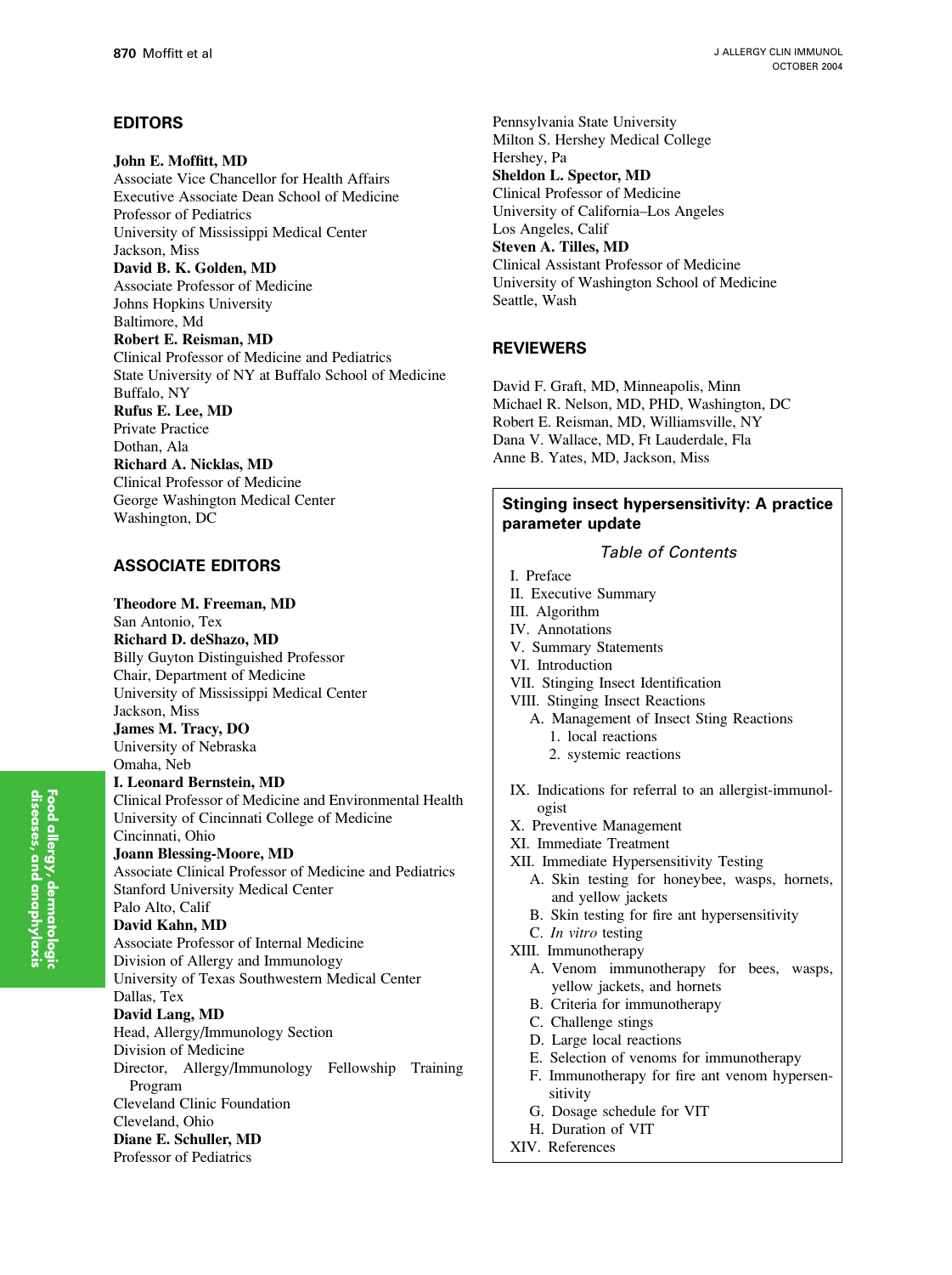## EDITORS

**John E. Moffitt, MD**
Associate Vice Chancellor for Health Affairs
Executive Associate Dean School of Medicine
Professor of Pediatrics
University of Mississippi Medical Center
Jackson, Miss

**David B. K. Golden, MD**
Associate Professor of Medicine
Johns Hopkins University
Baltimore, Md

**Robert E. Reisman, MD**
Clinical Professor of Medicine and Pediatrics
State University of NY at Buffalo School of Medicine
Buffalo, NY

**Rufus E. Lee, MD**
Private Practice
Dothan, Ala

**Richard A. Nicklas, MD**
Clinical Professor of Medicine
George Washington Medical Center
Washington, DC

## ASSOCIATE EDITORS

**Theodore M. Freeman, MD**
San Antonio, Tex

**Richard D. deShazo, MD**
Billy Guyton Distinguished Professor
Chair, Department of Medicine
University of Mississippi Medical Center
Jackson, Miss

**James M. Tracy, DO**
University of Nebraska
Omaha, Neb

**I. Leonard Bernstein, MD**
Clinical Professor of Medicine and Environmental Health
University of Cincinnati College of Medicine
Cincinnati, Ohio

**Joann Blessing-Moore, MD**
Associate Clinical Professor of Medicine and Pediatrics
Stanford University Medical Center
Palo Alto, Calif

**David Kahn, MD**
Associate Professor of Internal Medicine
Division of Allergy and Immunology
University of Texas Southwestern Medical Center
Dallas, Tex

**David Lang, MD**
Head, Allergy/Immunology Section
Division of Medicine
Director, Allergy/Immunology Fellowship Training Program
Cleveland Clinic Foundation
Cleveland, Ohio

**Diane E. Schuller, MD**
Professor of Pediatrics
Pennsylvania State University
Milton S. Hershey Medical College
Hershey, Pa

**Sheldon L. Spector, MD**
Clinical Professor of Medicine
University of California–Los Angeles
Los Angeles, Calif

**Steven A. Tilles, MD**
Clinical Assistant Professor of Medicine
University of Washington School of Medicine
Seattle, Wash

## REVIEWERS

David F. Graft, MD, Minneapolis, Minn
Michael R. Nelson, MD, PHD, Washington, DC
Robert E. Reisman, MD, Williamsville, NY
Dana V. Wallace, MD, Ft Lauderdale, Fla
Anne B. Yates, MD, Jackson, Miss

### Stinging insect hypersensitivity: A practice parameter update

*Table of Contents*

I. Preface
II. Executive Summary
III. Algorithm
IV. Annotations
V. Summary Statements
VI. Introduction
VII. Stinging Insect Identification
VIII. Stinging Insect Reactions
  A. Management of Insect Sting Reactions
    1. local reactions
    2. systemic reactions
IX. Indications for referral to an allergist-immunologist
X. Preventive Management
XI. Immediate Treatment
XII. Immediate Hypersensitivity Testing
  A. Skin testing for honeybee, wasps, hornets, and yellow jackets
  B. Skin testing for fire ant hypersensitivity
  C. *In vitro* testing
XIII. Immunotherapy
  A. Venom immunotherapy for bees, wasps, yellow jackets, and hornets
  B. Criteria for immunotherapy
  C. Challenge stings
  D. Large local reactions
  E. Selection of venoms for immunotherapy
  F. Immunotherapy for fire ant venom hypersensitivity
  G. Dosage schedule for VIT
  H. Duration of VIT
XIV. References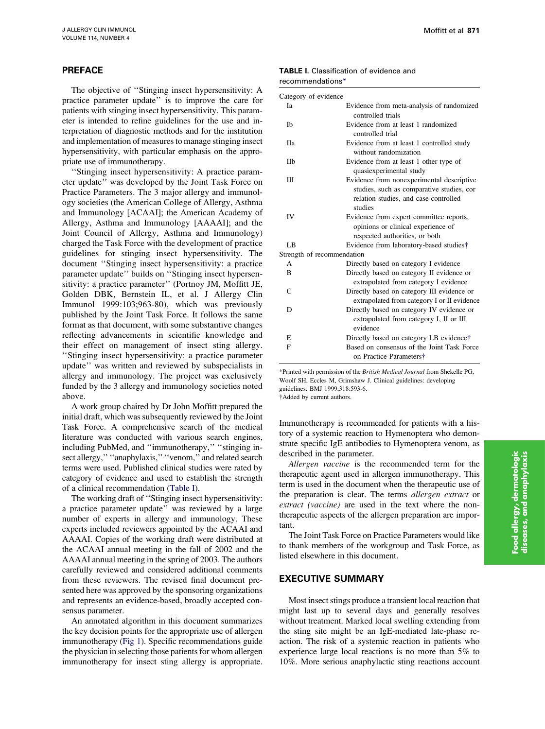## PREFACE

The objective of ''Stinging insect hypersensitivity: A practice parameter update'' is to improve the care for patients with stinging insect hypersensitivity. This parameter is intended to refine guidelines for the use and interpretation of diagnostic methods and for the institution and implementation of measures to manage stinging insect hypersensitivity, with particular emphasis on the appropriate use of immunotherapy.

''Stinging insect hypersensitivity: A practice parameter update'' was developed by the Joint Task Force on Practice Parameters. The 3 major allergy and immunology societies (the American College of Allergy, Asthma and Immunology [ACAAI]; the American Academy of Allergy, Asthma and Immunology [AAAAI]; and the Joint Council of Allergy, Asthma and Immunology) charged the Task Force with the development of practice guidelines for stinging insect hypersensitivity. The document ''Stinging insect hypersensitivity: a practice parameter update'' builds on ''Stinging insect hypersensitivity: a practice parameter'' (Portnoy JM, Moffitt JE, Golden DBK, Bernstein IL, et al. J Allergy Clin Immunol 1999:103;963-80), which was previously published by the Joint Task Force. It follows the same format as that document, with some substantive changes reflecting advancements in scientific knowledge and their effect on management of insect sting allergy. ''Stinging insect hypersensitivity: a practice parameter update'' was written and reviewed by subspecialists in allergy and immunology. The project was exclusively funded by the 3 allergy and immunology societies noted above.

A work group chaired by Dr John Moffitt prepared the initial draft, which was subsequently reviewed by the Joint Task Force. A comprehensive search of the medical literature was conducted with various search engines, including PubMed, and ''immunotherapy,'' ''stinging insect allergy,'' ''anaphylaxis,'' ''venom,'' and related search terms were used. Published clinical studies were rated by category of evidence and used to establish the strength of a clinical recommendation (Table I).

The working draft of ''Stinging insect hypersensitivity: a practice parameter update'' was reviewed by a large number of experts in allergy and immunology. These experts included reviewers appointed by the ACAAI and AAAAI. Copies of the working draft were distributed at the ACAAI annual meeting in the fall of 2002 and the AAAAI annual meeting in the spring of 2003. The authors carefully reviewed and considered additional comments from these reviewers. The revised final document presented here was approved by the sponsoring organizations and represents an evidence-based, broadly accepted consensus parameter.

An annotated algorithm in this document summarizes the key decision points for the appropriate use of allergen immunotherapy (Fig 1). Specific recommendations guide the physician in selecting those patients for whom allergen immunotherapy for insect sting allergy is appropriate. Immunotherapy is recommended for patients with a history of a systemic reaction to Hymenoptera who demonstrate specific IgE antibodies to Hymenoptera venom, as described in the parameter.

*Allergen vaccine* is the recommended term for the therapeutic agent used in allergen immunotherapy. This term is used in the document when the therapeutic use of the preparation is clear. The terms *allergen extract* or *extract (vaccine)* are used in the text where the nontherapeutic aspects of the allergen preparation are important.

The Joint Task Force on Practice Parameters would like to thank members of the workgroup and Task Force, as listed elsewhere in this document.

**TABLE I.** Classification of evidence and recommendations*

| | |
|---|---|
| **Category of evidence** | |
| Ia | Evidence from meta-analysis of randomized controlled trials |
| Ib | Evidence from at least 1 randomized controlled trial |
| IIa | Evidence from at least 1 controlled study without randomization |
| IIb | Evidence from at least 1 other type of quasiexperimental study |
| III | Evidence from nonexperimental descriptive studies, such as comparative studies, correlation studies, and case-controlled studies |
| IV | Evidence from expert committee reports, opinions or clinical experience of respected authorities, or both |
| LB | Evidence from laboratory-based studies† |
| **Strength of recommendation** | |
| A | Directly based on category I evidence |
| B | Directly based on category II evidence or extrapolated from category I evidence |
| C | Directly based on category III evidence or extrapolated from category I or II evidence |
| D | Directly based on category IV evidence or extrapolated from category I, II or III evidence |
| E | Directly based on category LB evidence† |
| F | Based on consensus of the Joint Task Force on Practice Parameters† |

*Printed with permission of the *British Medical Journal* from Shekelle PG, Woolf SH, Eccles M, Grimshaw J. Clinical guidelines: developing guidelines. BMJ 1999;318:593-6.

†Added by current authors.

## EXECUTIVE SUMMARY

Most insect stings produce a transient local reaction that might last up to several days and generally resolves without treatment. Marked local swelling extending from the sting site might be an IgE-mediated late-phase reaction. The risk of a systemic reaction in patients who experience large local reactions is no more than 5% to 10%. More serious anaphylactic sting reactions account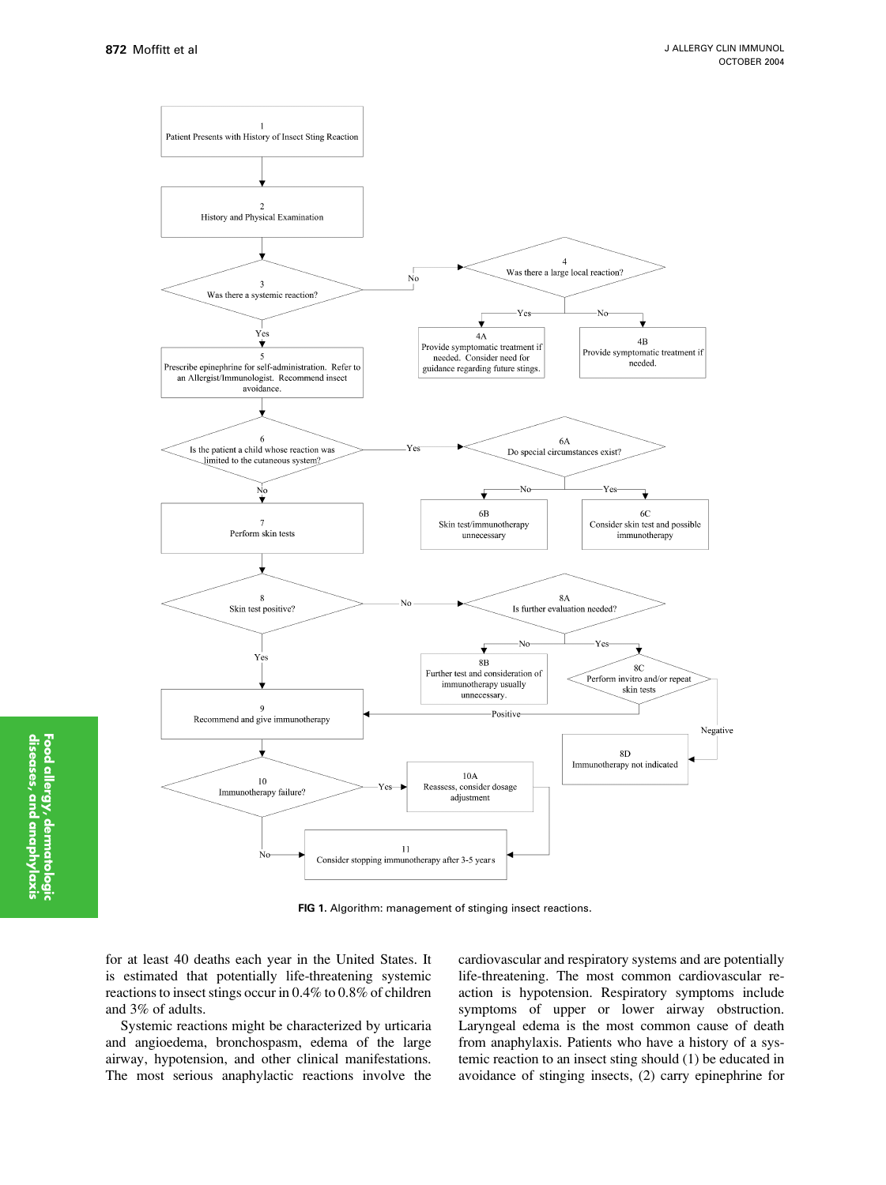1 Patient Presents with History of Insect Sting Reaction

2 History and Physical Examination

3 Was there a systemic reaction?
- No → 4 Was there a large local reaction?
  - Yes → 4A Provide symptomatic treatment if needed. Consider need for guidance regarding future stings.
  - No → 4B Provide symptomatic treatment if needed.
- Yes → 5 Prescribe epinephrine for self-administration. Refer to an Allergist/Immunologist. Recommend insect avoidance.

6 Is the patient a child whose reaction was limited to the cutaneous system?
- Yes → 6A Do special circumstances exist?
  - No → 6B Skin test/immunotherapy unnecessary
  - Yes → 6C Consider skin test and possible immunotherapy
- No → 7 Perform skin tests

8 Skin test positive?
- No → 8A Is further evaluation needed?
  - No → 8B Further test and consideration of immunotherapy usually unnecessary.
  - Yes → 8C Perform invitro and/or repeat skin tests
    - Positive → 9
    - Negative → 8D Immunotherapy not indicated
- Yes → 9 Recommend and give immunotherapy

10 Immunotherapy failure?
- Yes → 10A Reassess, consider dosage adjustment → 11
- No → 11 Consider stopping immunotherapy after 3-5 years

**FIG 1.** Algorithm: management of stinging insect reactions.

for at least 40 deaths each year in the United States. It is estimated that potentially life-threatening systemic reactions to insect stings occur in 0.4% to 0.8% of children and 3% of adults.

Systemic reactions might be characterized by urticaria and angioedema, bronchospasm, edema of the large airway, hypotension, and other clinical manifestations. The most serious anaphylactic reactions involve the cardiovascular and respiratory systems and are potentially life-threatening. The most common cardiovascular reaction is hypotension. Respiratory symptoms include symptoms of upper or lower airway obstruction. Laryngeal edema is the most common cause of death from anaphylaxis. Patients who have a history of a systemic reaction to an insect sting should (1) be educated in avoidance of stinging insects, (2) carry epinephrine for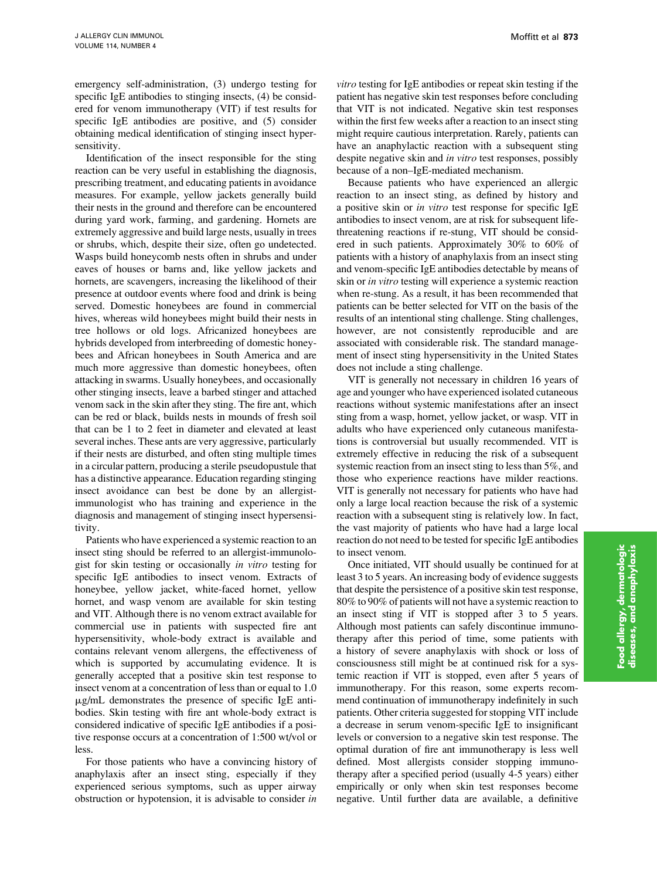emergency self-administration, (3) undergo testing for specific IgE antibodies to stinging insects, (4) be considered for venom immunotherapy (VIT) if test results for specific IgE antibodies are positive, and (5) consider obtaining medical identification of stinging insect hypersensitivity.

Identification of the insect responsible for the sting reaction can be very useful in establishing the diagnosis, prescribing treatment, and educating patients in avoidance measures. For example, yellow jackets generally build their nests in the ground and therefore can be encountered during yard work, farming, and gardening. Hornets are extremely aggressive and build large nests, usually in trees or shrubs, which, despite their size, often go undetected. Wasps build honeycomb nests often in shrubs and under eaves of houses or barns and, like yellow jackets and hornets, are scavengers, increasing the likelihood of their presence at outdoor events where food and drink is being served. Domestic honeybees are found in commercial hives, whereas wild honeybees might build their nests in tree hollows or old logs. Africanized honeybees are hybrids developed from interbreeding of domestic honeybees and African honeybees in South America and are much more aggressive than domestic honeybees, often attacking in swarms. Usually honeybees, and occasionally other stinging insects, leave a barbed stinger and attached venom sack in the skin after they sting. The fire ant, which can be red or black, builds nests in mounds of fresh soil that can be 1 to 2 feet in diameter and elevated at least several inches. These ants are very aggressive, particularly if their nests are disturbed, and often sting multiple times in a circular pattern, producing a sterile pseudopustule that has a distinctive appearance. Education regarding stinging insect avoidance can best be done by an allergist-immunologist who has training and experience in the diagnosis and management of stinging insect hypersensitivity.

Patients who have experienced a systemic reaction to an insect sting should be referred to an allergist-immunologist for skin testing or occasionally *in vitro* testing for specific IgE antibodies to insect venom. Extracts of honeybee, yellow jacket, white-faced hornet, yellow hornet, and wasp venom are available for skin testing and VIT. Although there is no venom extract available for commercial use in patients with suspected fire ant hypersensitivity, whole-body extract is available and contains relevant venom allergens, the effectiveness of which is supported by accumulating evidence. It is generally accepted that a positive skin test response to insect venom at a concentration of less than or equal to 1.0 μg/mL demonstrates the presence of specific IgE antibodies. Skin testing with fire ant whole-body extract is considered indicative of specific IgE antibodies if a positive response occurs at a concentration of 1:500 wt/vol or less.

For those patients who have a convincing history of anaphylaxis after an insect sting, especially if they experienced serious symptoms, such as upper airway obstruction or hypotension, it is advisable to consider *in vitro* testing for IgE antibodies or repeat skin testing if the patient has negative skin test responses before concluding that VIT is not indicated. Negative skin test responses within the first few weeks after a reaction to an insect sting might require cautious interpretation. Rarely, patients can have an anaphylactic reaction with a subsequent sting despite negative skin and *in vitro* test responses, possibly because of a non–IgE-mediated mechanism.

Because patients who have experienced an allergic reaction to an insect sting, as defined by history and a positive skin or *in vitro* test response for specific IgE antibodies to insect venom, are at risk for subsequent life-threatening reactions if re-stung, VIT should be considered in such patients. Approximately 30% to 60% of patients with a history of anaphylaxis from an insect sting and venom-specific IgE antibodies detectable by means of skin or *in vitro* testing will experience a systemic reaction when re-stung. As a result, it has been recommended that patients can be better selected for VIT on the basis of the results of an intentional sting challenge. Sting challenges, however, are not consistently reproducible and are associated with considerable risk. The standard management of insect sting hypersensitivity in the United States does not include a sting challenge.

VIT is generally not necessary in children 16 years of age and younger who have experienced isolated cutaneous reactions without systemic manifestations after an insect sting from a wasp, hornet, yellow jacket, or wasp. VIT in adults who have experienced only cutaneous manifestations is controversial but usually recommended. VIT is extremely effective in reducing the risk of a subsequent systemic reaction from an insect sting to less than 5%, and those who experience reactions have milder reactions. VIT is generally not necessary for patients who have had only a large local reaction because the risk of a systemic reaction with a subsequent sting is relatively low. In fact, the vast majority of patients who have had a large local reaction do not need to be tested for specific IgE antibodies to insect venom.

Once initiated, VIT should usually be continued for at least 3 to 5 years. An increasing body of evidence suggests that despite the persistence of a positive skin test response, 80% to 90% of patients will not have a systemic reaction to an insect sting if VIT is stopped after 3 to 5 years. Although most patients can safely discontinue immunotherapy after this period of time, some patients with a history of severe anaphylaxis with shock or loss of consciousness still might be at continued risk for a systemic reaction if VIT is stopped, even after 5 years of immunotherapy. For this reason, some experts recommend continuation of immunotherapy indefinitely in such patients. Other criteria suggested for stopping VIT include a decrease in serum venom-specific IgE to insignificant levels or conversion to a negative skin test response. The optimal duration of fire ant immunotherapy is less well defined. Most allergists consider stopping immunotherapy after a specified period (usually 4-5 years) either empirically or only when skin test responses become negative. Until further data are available, a definitive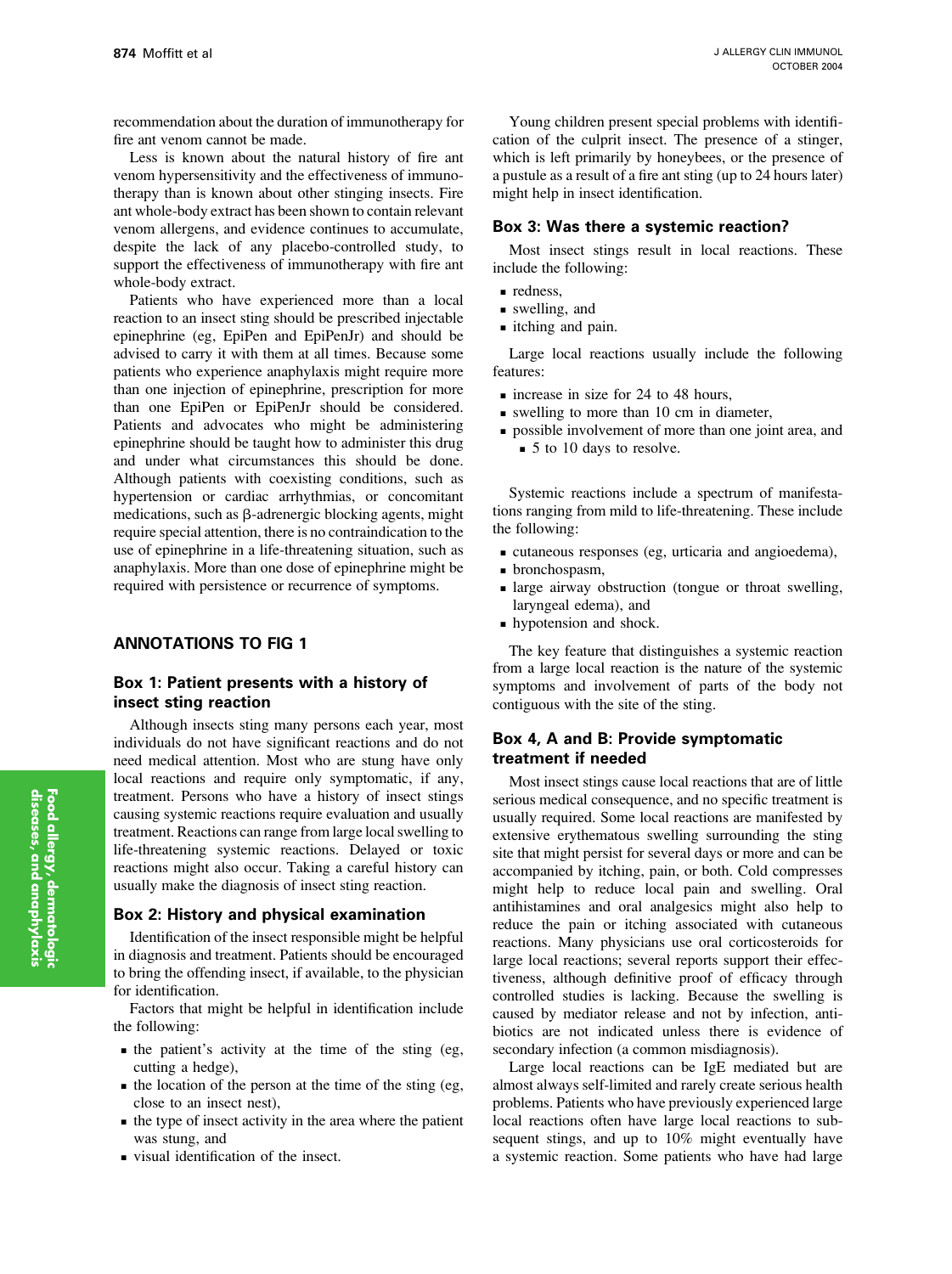recommendation about the duration of immunotherapy for fire ant venom cannot be made.

Less is known about the natural history of fire ant venom hypersensitivity and the effectiveness of immunotherapy than is known about other stinging insects. Fire ant whole-body extract has been shown to contain relevant venom allergens, and evidence continues to accumulate, despite the lack of any placebo-controlled study, to support the effectiveness of immunotherapy with fire ant whole-body extract.

Patients who have experienced more than a local reaction to an insect sting should be prescribed injectable epinephrine (eg, EpiPen and EpiPenJr) and should be advised to carry it with them at all times. Because some patients who experience anaphylaxis might require more than one injection of epinephrine, prescription for more than one EpiPen or EpiPenJr should be considered. Patients and advocates who might be administering epinephrine should be taught how to administer this drug and under what circumstances this should be done. Although patients with coexisting conditions, such as hypertension or cardiac arrhythmias, or concomitant medications, such as β-adrenergic blocking agents, might require special attention, there is no contraindication to the use of epinephrine in a life-threatening situation, such as anaphylaxis. More than one dose of epinephrine might be required with persistence or recurrence of symptoms.

## ANNOTATIONS TO FIG 1

### Box 1: Patient presents with a history of insect sting reaction

Although insects sting many persons each year, most individuals do not have significant reactions and do not need medical attention. Most who are stung have only local reactions and require only symptomatic, if any, treatment. Persons who have a history of insect stings causing systemic reactions require evaluation and usually treatment. Reactions can range from large local swelling to life-threatening systemic reactions. Delayed or toxic reactions might also occur. Taking a careful history can usually make the diagnosis of insect sting reaction.

### Box 2: History and physical examination

Identification of the insect responsible might be helpful in diagnosis and treatment. Patients should be encouraged to bring the offending insect, if available, to the physician for identification.

Factors that might be helpful in identification include the following:

- the patient's activity at the time of the sting (eg, cutting a hedge),
- the location of the person at the time of the sting (eg, close to an insect nest),
- the type of insect activity in the area where the patient was stung, and
- visual identification of the insect.

Young children present special problems with identification of the culprit insect. The presence of a stinger, which is left primarily by honeybees, or the presence of a pustule as a result of a fire ant sting (up to 24 hours later) might help in insect identification.

### Box 3: Was there a systemic reaction?

Most insect stings result in local reactions. These include the following:

- redness,
- swelling, and
- itching and pain.

Large local reactions usually include the following features:

- increase in size for 24 to 48 hours,
- swelling to more than 10 cm in diameter,
- possible involvement of more than one joint area, and
  - 5 to 10 days to resolve.

Systemic reactions include a spectrum of manifestations ranging from mild to life-threatening. These include the following:

- cutaneous responses (eg, urticaria and angioedema),
- bronchospasm,
- large airway obstruction (tongue or throat swelling, laryngeal edema), and
- hypotension and shock.

The key feature that distinguishes a systemic reaction from a large local reaction is the nature of the systemic symptoms and involvement of parts of the body not contiguous with the site of the sting.

### Box 4, A and B: Provide symptomatic treatment if needed

Most insect stings cause local reactions that are of little serious medical consequence, and no specific treatment is usually required. Some local reactions are manifested by extensive erythematous swelling surrounding the sting site that might persist for several days or more and can be accompanied by itching, pain, or both. Cold compresses might help to reduce local pain and swelling. Oral antihistamines and oral analgesics might also help to reduce the pain or itching associated with cutaneous reactions. Many physicians use oral corticosteroids for large local reactions; several reports support their effectiveness, although definitive proof of efficacy through controlled studies is lacking. Because the swelling is caused by mediator release and not by infection, antibiotics are not indicated unless there is evidence of secondary infection (a common misdiagnosis).

Large local reactions can be IgE mediated but are almost always self-limited and rarely create serious health problems. Patients who have previously experienced large local reactions often have large local reactions to subsequent stings, and up to 10% might eventually have a systemic reaction. Some patients who have had large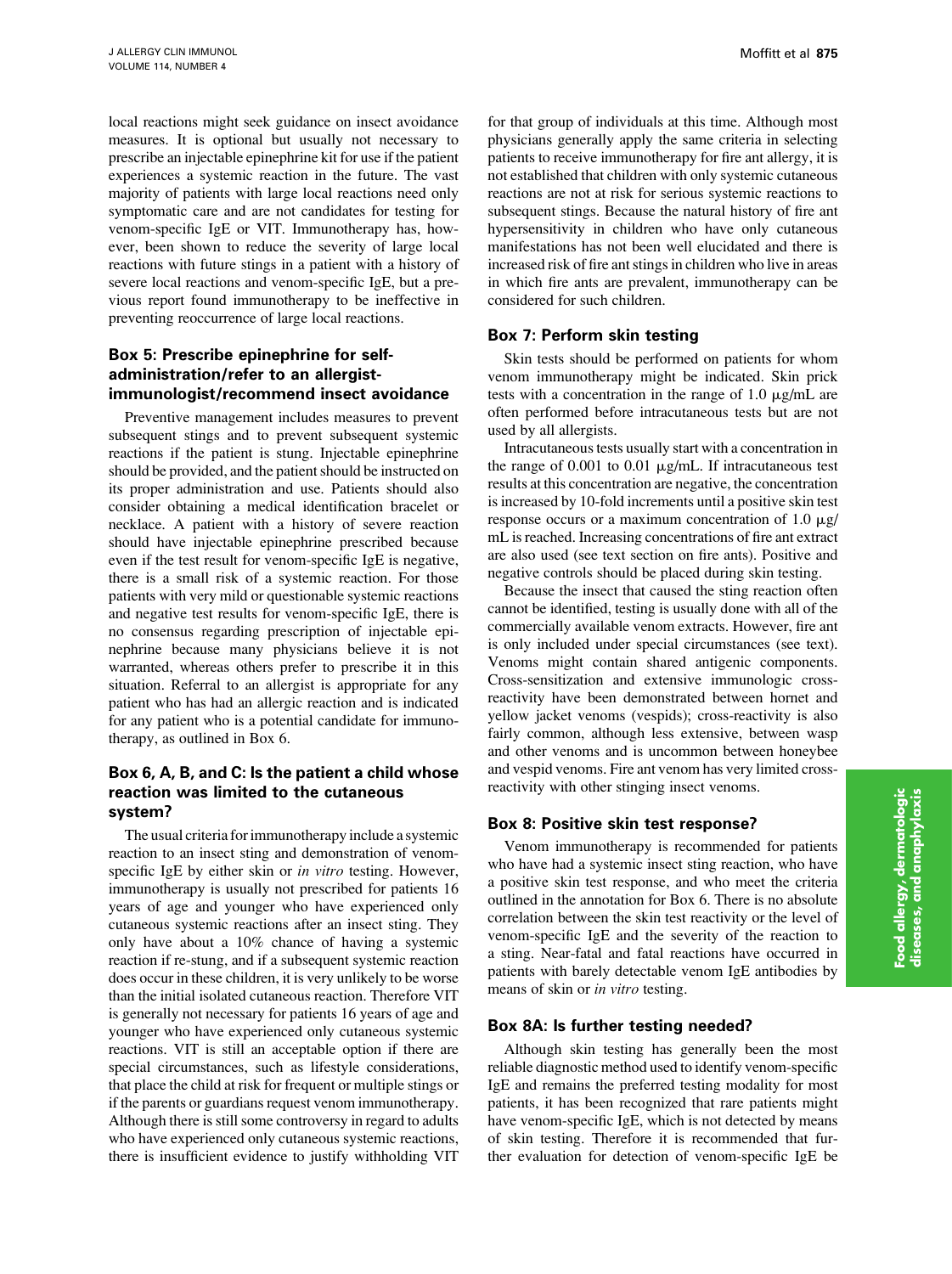local reactions might seek guidance on insect avoidance measures. It is optional but usually not necessary to prescribe an injectable epinephrine kit for use if the patient experiences a systemic reaction in the future. The vast majority of patients with large local reactions need only symptomatic care and are not candidates for testing for venom-specific IgE or VIT. Immunotherapy has, however, been shown to reduce the severity of large local reactions with future stings in a patient with a history of severe local reactions and venom-specific IgE, but a previous report found immunotherapy to be ineffective in preventing reoccurrence of large local reactions.

## Box 5: Prescribe epinephrine for self-administration/refer to an allergist-immunologist/recommend insect avoidance

Preventive management includes measures to prevent subsequent stings and to prevent subsequent systemic reactions if the patient is stung. Injectable epinephrine should be provided, and the patient should be instructed on its proper administration and use. Patients should also consider obtaining a medical identification bracelet or necklace. A patient with a history of severe reaction should have injectable epinephrine prescribed because even if the test result for venom-specific IgE is negative, there is a small risk of a systemic reaction. For those patients with very mild or questionable systemic reactions and negative test results for venom-specific IgE, there is no consensus regarding prescription of injectable epinephrine because many physicians believe it is not warranted, whereas others prefer to prescribe it in this situation. Referral to an allergist is appropriate for any patient who has had an allergic reaction and is indicated for any patient who is a potential candidate for immunotherapy, as outlined in Box 6.

## Box 6, A, B, and C: Is the patient a child whose reaction was limited to the cutaneous system?

The usual criteria for immunotherapy include a systemic reaction to an insect sting and demonstration of venom-specific IgE by either skin or *in vitro* testing. However, immunotherapy is usually not prescribed for patients 16 years of age and younger who have experienced only cutaneous systemic reactions after an insect sting. They only have about a 10% chance of having a systemic reaction if re-stung, and if a subsequent systemic reaction does occur in these children, it is very unlikely to be worse than the initial isolated cutaneous reaction. Therefore VIT is generally not necessary for patients 16 years of age and younger who have experienced only cutaneous systemic reactions. VIT is still an acceptable option if there are special circumstances, such as lifestyle considerations, that place the child at risk for frequent or multiple stings or if the parents or guardians request venom immunotherapy. Although there is still some controversy in regard to adults who have experienced only cutaneous systemic reactions, there is insufficient evidence to justify withholding VIT for that group of individuals at this time. Although most physicians generally apply the same criteria in selecting patients to receive immunotherapy for fire ant allergy, it is not established that children with only systemic cutaneous reactions are not at risk for serious systemic reactions to subsequent stings. Because the natural history of fire ant hypersensitivity in children who have only cutaneous manifestations has not been well elucidated and there is increased risk of fire ant stings in children who live in areas in which fire ants are prevalent, immunotherapy can be considered for such children.

## Box 7: Perform skin testing

Skin tests should be performed on patients for whom venom immunotherapy might be indicated. Skin prick tests with a concentration in the range of 1.0 μg/mL are often performed before intracutaneous tests but are not used by all allergists.

Intracutaneous tests usually start with a concentration in the range of 0.001 to 0.01 μg/mL. If intracutaneous test results at this concentration are negative, the concentration is increased by 10-fold increments until a positive skin test response occurs or a maximum concentration of 1.0 μg/mL is reached. Increasing concentrations of fire ant extract are also used (see text section on fire ants). Positive and negative controls should be placed during skin testing.

Because the insect that caused the sting reaction often cannot be identified, testing is usually done with all of the commercially available venom extracts. However, fire ant is only included under special circumstances (see text). Venoms might contain shared antigenic components. Cross-sensitization and extensive immunologic cross-reactivity have been demonstrated between hornet and yellow jacket venoms (vespids); cross-reactivity is also fairly common, although less extensive, between wasp and other venoms and is uncommon between honeybee and vespid venoms. Fire ant venom has very limited cross-reactivity with other stinging insect venoms.

## Box 8: Positive skin test response?

Venom immunotherapy is recommended for patients who have had a systemic insect sting reaction, who have a positive skin test response, and who meet the criteria outlined in the annotation for Box 6. There is no absolute correlation between the skin test reactivity or the level of venom-specific IgE and the severity of the reaction to a sting. Near-fatal and fatal reactions have occurred in patients with barely detectable venom IgE antibodies by means of skin or *in vitro* testing.

## Box 8A: Is further testing needed?

Although skin testing has generally been the most reliable diagnostic method used to identify venom-specific IgE and remains the preferred testing modality for most patients, it has been recognized that rare patients might have venom-specific IgE, which is not detected by means of skin testing. Therefore it is recommended that further evaluation for detection of venom-specific IgE be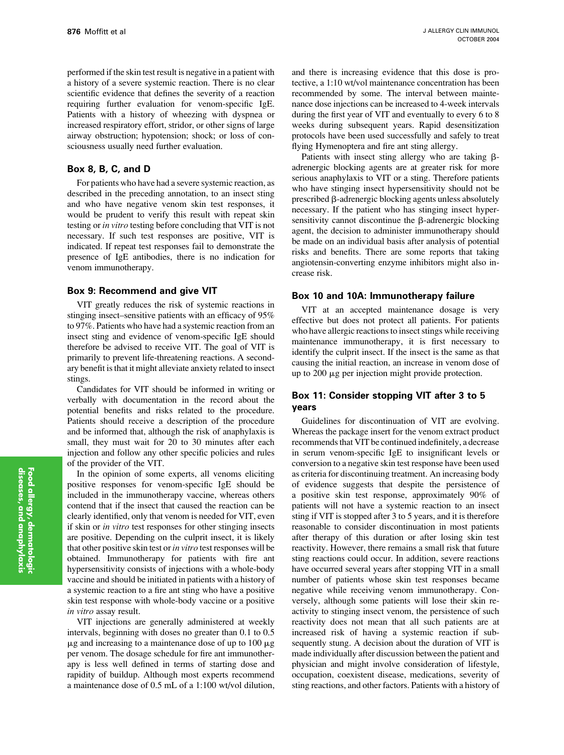performed if the skin test result is negative in a patient with a history of a severe systemic reaction. There is no clear scientific evidence that defines the severity of a reaction requiring further evaluation for venom-specific IgE. Patients with a history of wheezing with dyspnea or increased respiratory effort, stridor, or other signs of large airway obstruction; hypotension; shock; or loss of consciousness usually need further evaluation.

### Box 8, B, C, and D

For patients who have had a severe systemic reaction, as described in the preceding annotation, to an insect sting and who have negative venom skin test responses, it would be prudent to verify this result with repeat skin testing or *in vitro* testing before concluding that VIT is not necessary. If such test responses are positive, VIT is indicated. If repeat test responses fail to demonstrate the presence of IgE antibodies, there is no indication for venom immunotherapy.

### Box 9: Recommend and give VIT

VIT greatly reduces the risk of systemic reactions in stinging insect–sensitive patients with an efficacy of 95% to 97%. Patients who have had a systemic reaction from an insect sting and evidence of venom-specific IgE should therefore be advised to receive VIT. The goal of VIT is primarily to prevent life-threatening reactions. A secondary benefit is that it might alleviate anxiety related to insect stings.

Candidates for VIT should be informed in writing or verbally with documentation in the record about the potential benefits and risks related to the procedure. Patients should receive a description of the procedure and be informed that, although the risk of anaphylaxis is small, they must wait for 20 to 30 minutes after each injection and follow any other specific policies and rules of the provider of the VIT.

In the opinion of some experts, all venoms eliciting positive responses for venom-specific IgE should be included in the immunotherapy vaccine, whereas others contend that if the insect that caused the reaction can be clearly identified, only that venom is needed for VIT, even if skin or *in vitro* test responses for other stinging insects are positive. Depending on the culprit insect, it is likely that other positive skin test or *in vitro* test responses will be obtained. Immunotherapy for patients with fire ant hypersensitivity consists of injections with a whole-body vaccine and should be initiated in patients with a history of a systemic reaction to a fire ant sting who have a positive skin test response with whole-body vaccine or a positive *in vitro* assay result.

VIT injections are generally administered at weekly intervals, beginning with doses no greater than 0.1 to 0.5 μg and increasing to a maintenance dose of up to 100 μg per venom. The dosage schedule for fire ant immunotherapy is less well defined in terms of starting dose and rapidity of buildup. Although most experts recommend a maintenance dose of 0.5 mL of a 1:100 wt/vol dilution, and there is increasing evidence that this dose is protective, a 1:10 wt/vol maintenance concentration has been recommended by some. The interval between maintenance dose injections can be increased to 4-week intervals during the first year of VIT and eventually to every 6 to 8 weeks during subsequent years. Rapid desensitization protocols have been used successfully and safely to treat flying Hymenoptera and fire ant sting allergy.

Patients with insect sting allergy who are taking β-adrenergic blocking agents are at greater risk for more serious anaphylaxis to VIT or a sting. Therefore patients who have stinging insect hypersensitivity should not be prescribed β-adrenergic blocking agents unless absolutely necessary. If the patient who has stinging insect hypersensitivity cannot discontinue the β-adrenergic blocking agent, the decision to administer immunotherapy should be made on an individual basis after analysis of potential risks and benefits. There are some reports that taking angiotensin-converting enzyme inhibitors might also increase risk.

### Box 10 and 10A: Immunotherapy failure

VIT at an accepted maintenance dosage is very effective but does not protect all patients. For patients who have allergic reactions to insect stings while receiving maintenance immunotherapy, it is first necessary to identify the culprit insect. If the insect is the same as that causing the initial reaction, an increase in venom dose of up to 200 μg per injection might provide protection.

### Box 11: Consider stopping VIT after 3 to 5 years

Guidelines for discontinuation of VIT are evolving. Whereas the package insert for the venom extract product recommends that VIT be continued indefinitely, a decrease in serum venom-specific IgE to insignificant levels or conversion to a negative skin test response have been used as criteria for discontinuing treatment. An increasing body of evidence suggests that despite the persistence of a positive skin test response, approximately 90% of patients will not have a systemic reaction to an insect sting if VIT is stopped after 3 to 5 years, and it is therefore reasonable to consider discontinuation in most patients after therapy of this duration or after losing skin test reactivity. However, there remains a small risk that future sting reactions could occur. In addition, severe reactions have occurred several years after stopping VIT in a small number of patients whose skin test responses became negative while receiving venom immunotherapy. Conversely, although some patients will lose their skin reactivity to stinging insect venom, the persistence of such reactivity does not mean that all such patients are at increased risk of having a systemic reaction if subsequently stung. A decision about the duration of VIT is made individually after discussion between the patient and physician and might involve consideration of lifestyle, occupation, coexistent disease, medications, severity of sting reactions, and other factors. Patients with a history of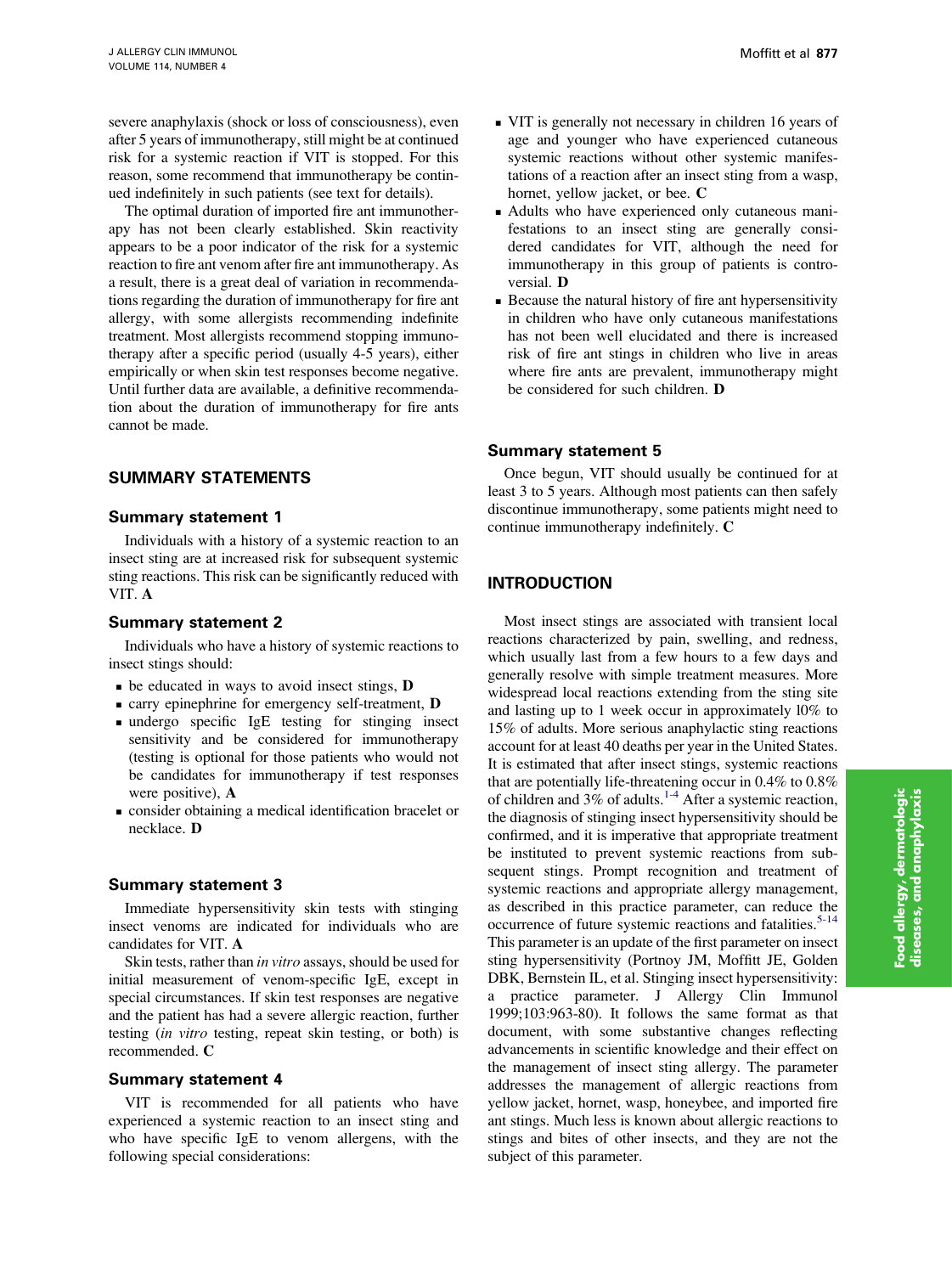severe anaphylaxis (shock or loss of consciousness), even after 5 years of immunotherapy, still might be at continued risk for a systemic reaction if VIT is stopped. For this reason, some recommend that immunotherapy be continued indefinitely in such patients (see text for details).

The optimal duration of imported fire ant immunotherapy has not been clearly established. Skin reactivity appears to be a poor indicator of the risk for a systemic reaction to fire ant venom after fire ant immunotherapy. As a result, there is a great deal of variation in recommendations regarding the duration of immunotherapy for fire ant allergy, with some allergists recommending indefinite treatment. Most allergists recommend stopping immunotherapy after a specific period (usually 4-5 years), either empirically or when skin test responses become negative. Until further data are available, a definitive recommendation about the duration of immunotherapy for fire ants cannot be made.

## SUMMARY STATEMENTS

### Summary statement 1

Individuals with a history of a systemic reaction to an insect sting are at increased risk for subsequent systemic sting reactions. This risk can be significantly reduced with VIT. **A**

### Summary statement 2

Individuals who have a history of systemic reactions to insect stings should:

- be educated in ways to avoid insect stings, **D**
- carry epinephrine for emergency self-treatment, **D**
- undergo specific IgE testing for stinging insect sensitivity and be considered for immunotherapy (testing is optional for those patients who would not be candidates for immunotherapy if test responses were positive), **A**
- consider obtaining a medical identification bracelet or necklace. **D**

### Summary statement 3

Immediate hypersensitivity skin tests with stinging insect venoms are indicated for individuals who are candidates for VIT. **A**

Skin tests, rather than *in vitro* assays, should be used for initial measurement of venom-specific IgE, except in special circumstances. If skin test responses are negative and the patient has had a severe allergic reaction, further testing (*in vitro* testing, repeat skin testing, or both) is recommended. **C**

### Summary statement 4

VIT is recommended for all patients who have experienced a systemic reaction to an insect sting and who have specific IgE to venom allergens, with the following special considerations:

- VIT is generally not necessary in children 16 years of age and younger who have experienced cutaneous systemic reactions without other systemic manifestations of a reaction after an insect sting from a wasp, hornet, yellow jacket, or bee. **C**
- Adults who have experienced only cutaneous manifestations to an insect sting are generally considered candidates for VIT, although the need for immunotherapy in this group of patients is controversial. **D**
- Because the natural history of fire ant hypersensitivity in children who have only cutaneous manifestations has not been well elucidated and there is increased risk of fire ant stings in children who live in areas where fire ants are prevalent, immunotherapy might be considered for such children. **D**

### Summary statement 5

Once begun, VIT should usually be continued for at least 3 to 5 years. Although most patients can then safely discontinue immunotherapy, some patients might need to continue immunotherapy indefinitely. **C**

## INTRODUCTION

Most insect stings are associated with transient local reactions characterized by pain, swelling, and redness, which usually last from a few hours to a few days and generally resolve with simple treatment measures. More widespread local reactions extending from the sting site and lasting up to 1 week occur in approximately l0% to 15% of adults. More serious anaphylactic sting reactions account for at least 40 deaths per year in the United States. It is estimated that after insect stings, systemic reactions that are potentially life-threatening occur in 0.4% to 0.8% of children and 3% of adults.[1-4] After a systemic reaction, the diagnosis of stinging insect hypersensitivity should be confirmed, and it is imperative that appropriate treatment be instituted to prevent systemic reactions from subsequent stings. Prompt recognition and treatment of systemic reactions and appropriate allergy management, as described in this practice parameter, can reduce the occurrence of future systemic reactions and fatalities.[5-14] This parameter is an update of the first parameter on insect sting hypersensitivity (Portnoy JM, Moffitt JE, Golden DBK, Bernstein IL, et al. Stinging insect hypersensitivity: a practice parameter. J Allergy Clin Immunol 1999;103:963-80). It follows the same format as that document, with some substantive changes reflecting advancements in scientific knowledge and their effect on the management of insect sting allergy. The parameter addresses the management of allergic reactions from yellow jacket, hornet, wasp, honeybee, and imported fire ant stings. Much less is known about allergic reactions to stings and bites of other insects, and they are not the subject of this parameter.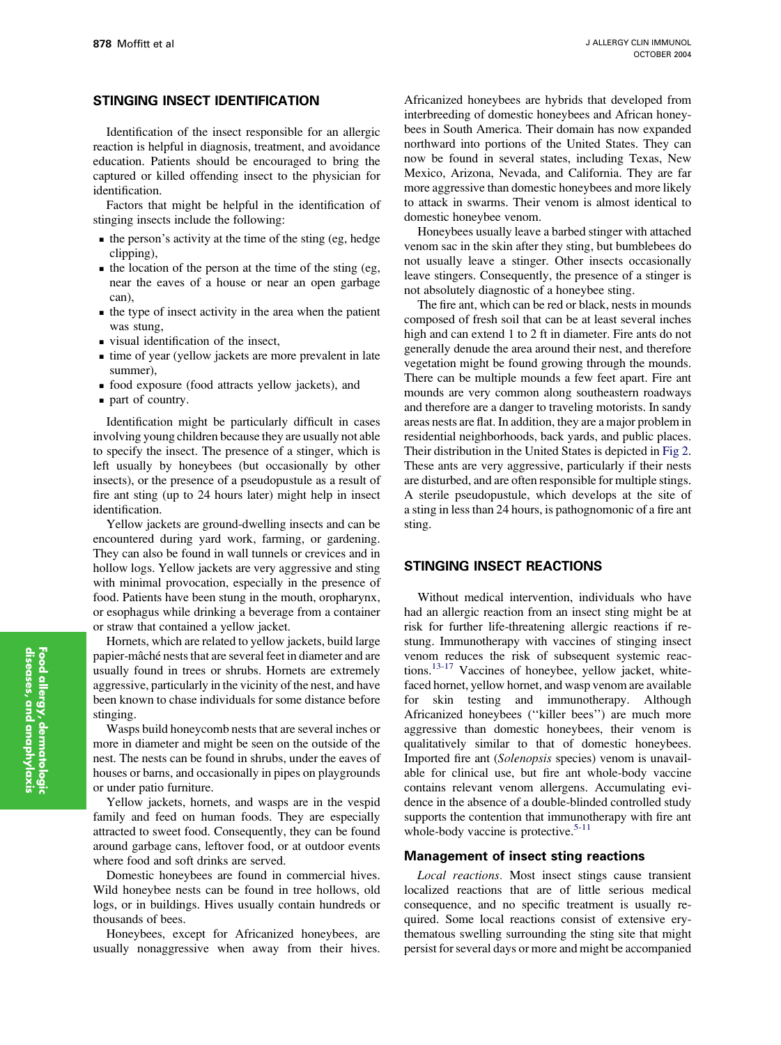## STINGING INSECT IDENTIFICATION

Identification of the insect responsible for an allergic reaction is helpful in diagnosis, treatment, and avoidance education. Patients should be encouraged to bring the captured or killed offending insect to the physician for identification.

Factors that might be helpful in the identification of stinging insects include the following:

- the person's activity at the time of the sting (eg, hedge clipping),
- the location of the person at the time of the sting (eg, near the eaves of a house or near an open garbage can),
- the type of insect activity in the area when the patient was stung,
- visual identification of the insect,
- time of year (yellow jackets are more prevalent in late summer),
- food exposure (food attracts yellow jackets), and
- part of country.

Identification might be particularly difficult in cases involving young children because they are usually not able to specify the insect. The presence of a stinger, which is left usually by honeybees (but occasionally by other insects), or the presence of a pseudopustule as a result of fire ant sting (up to 24 hours later) might help in insect identification.

Yellow jackets are ground-dwelling insects and can be encountered during yard work, farming, or gardening. They can also be found in wall tunnels or crevices and in hollow logs. Yellow jackets are very aggressive and sting with minimal provocation, especially in the presence of food. Patients have been stung in the mouth, oropharynx, or esophagus while drinking a beverage from a container or straw that contained a yellow jacket.

Hornets, which are related to yellow jackets, build large papier-mâché nests that are several feet in diameter and are usually found in trees or shrubs. Hornets are extremely aggressive, particularly in the vicinity of the nest, and have been known to chase individuals for some distance before stinging.

Wasps build honeycomb nests that are several inches or more in diameter and might be seen on the outside of the nest. The nests can be found in shrubs, under the eaves of houses or barns, and occasionally in pipes on playgrounds or under patio furniture.

Yellow jackets, hornets, and wasps are in the vespid family and feed on human foods. They are especially attracted to sweet food. Consequently, they can be found around garbage cans, leftover food, or at outdoor events where food and soft drinks are served.

Domestic honeybees are found in commercial hives. Wild honeybee nests can be found in tree hollows, old logs, or in buildings. Hives usually contain hundreds or thousands of bees.

Honeybees, except for Africanized honeybees, are usually nonaggressive when away from their hives. Africanized honeybees are hybrids that developed from interbreeding of domestic honeybees and African honeybees in South America. Their domain has now expanded northward into portions of the United States. They can now be found in several states, including Texas, New Mexico, Arizona, Nevada, and California. They are far more aggressive than domestic honeybees and more likely to attack in swarms. Their venom is almost identical to domestic honeybee venom.

Honeybees usually leave a barbed stinger with attached venom sac in the skin after they sting, but bumblebees do not usually leave a stinger. Other insects occasionally leave stingers. Consequently, the presence of a stinger is not absolutely diagnostic of a honeybee sting.

The fire ant, which can be red or black, nests in mounds composed of fresh soil that can be at least several inches high and can extend 1 to 2 ft in diameter. Fire ants do not generally denude the area around their nest, and therefore vegetation might be found growing through the mounds. There can be multiple mounds a few feet apart. Fire ant mounds are very common along southeastern roadways and therefore are a danger to traveling motorists. In sandy areas nests are flat. In addition, they are a major problem in residential neighborhoods, back yards, and public places. Their distribution in the United States is depicted in Fig 2. These ants are very aggressive, particularly if their nests are disturbed, and are often responsible for multiple stings. A sterile pseudopustule, which develops at the site of a sting in less than 24 hours, is pathognomonic of a fire ant sting.

## STINGING INSECT REACTIONS

Without medical intervention, individuals who have had an allergic reaction from an insect sting might be at risk for further life-threatening allergic reactions if restung. Immunotherapy with vaccines of stinging insect venom reduces the risk of subsequent systemic reactions.[13-17] Vaccines of honeybee, yellow jacket, white-faced hornet, yellow hornet, and wasp venom are available for skin testing and immunotherapy. Although Africanized honeybees (''killer bees'') are much more aggressive than domestic honeybees, their venom is qualitatively similar to that of domestic honeybees. Imported fire ant (*Solenopsis* species) venom is unavailable for clinical use, but fire ant whole-body vaccine contains relevant venom allergens. Accumulating evidence in the absence of a double-blinded controlled study supports the contention that immunotherapy with fire ant whole-body vaccine is protective.[5-11]

### Management of insect sting reactions

*Local reactions.* Most insect stings cause transient localized reactions that are of little serious medical consequence, and no specific treatment is usually required. Some local reactions consist of extensive erythematous swelling surrounding the sting site that might persist for several days or more and might be accompanied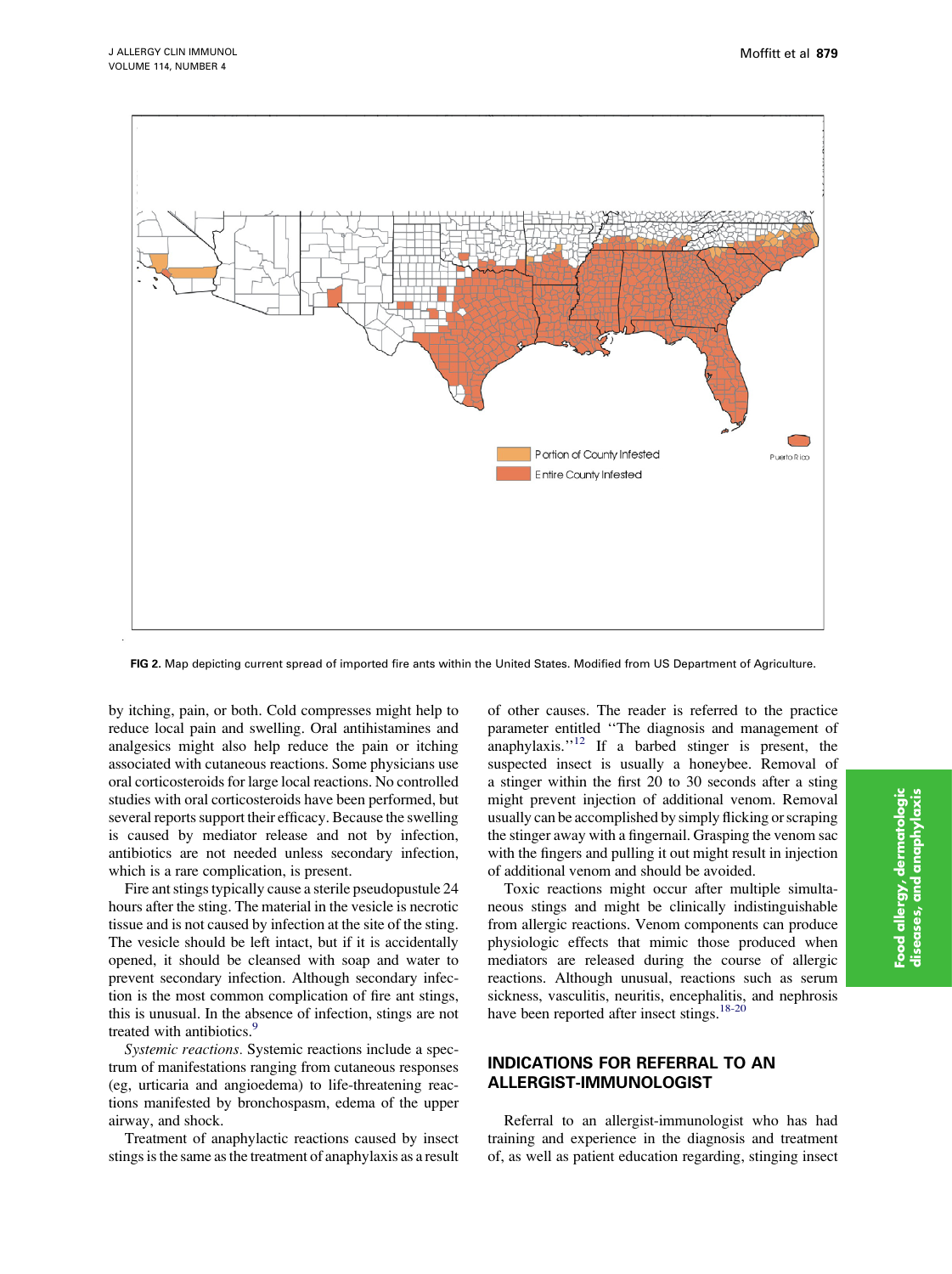FIG 2. Map depicting current spread of imported fire ants within the United States. Modified from US Department of Agriculture.

by itching, pain, or both. Cold compresses might help to reduce local pain and swelling. Oral antihistamines and analgesics might also help reduce the pain or itching associated with cutaneous reactions. Some physicians use oral corticosteroids for large local reactions. No controlled studies with oral corticosteroids have been performed, but several reports support their efficacy. Because the swelling is caused by mediator release and not by infection, antibiotics are not needed unless secondary infection, which is a rare complication, is present.

Fire ant stings typically cause a sterile pseudopustule 24 hours after the sting. The material in the vesicle is necrotic tissue and is not caused by infection at the site of the sting. The vesicle should be left intact, but if it is accidentally opened, it should be cleansed with soap and water to prevent secondary infection. Although secondary infection is the most common complication of fire ant stings, this is unusual. In the absence of infection, stings are not treated with antibiotics.[9]

*Systemic reactions.* Systemic reactions include a spectrum of manifestations ranging from cutaneous responses (eg, urticaria and angioedema) to life-threatening reactions manifested by bronchospasm, edema of the upper airway, and shock.

Treatment of anaphylactic reactions caused by insect stings is the same as the treatment of anaphylaxis as a result of other causes. The reader is referred to the practice parameter entitled ''The diagnosis and management of anaphylaxis.''[12] If a barbed stinger is present, the suspected insect is usually a honeybee. Removal of a stinger within the first 20 to 30 seconds after a sting might prevent injection of additional venom. Removal usually can be accomplished by simply flicking or scraping the stinger away with a fingernail. Grasping the venom sac with the fingers and pulling it out might result in injection of additional venom and should be avoided.

Toxic reactions might occur after multiple simultaneous stings and might be clinically indistinguishable from allergic reactions. Venom components can produce physiologic effects that mimic those produced when mediators are released during the course of allergic reactions. Although unusual, reactions such as serum sickness, vasculitis, neuritis, encephalitis, and nephrosis have been reported after insect stings.[18-20]

## INDICATIONS FOR REFERRAL TO AN ALLERGIST-IMMUNOLOGIST

Referral to an allergist-immunologist who has had training and experience in the diagnosis and treatment of, as well as patient education regarding, stinging insect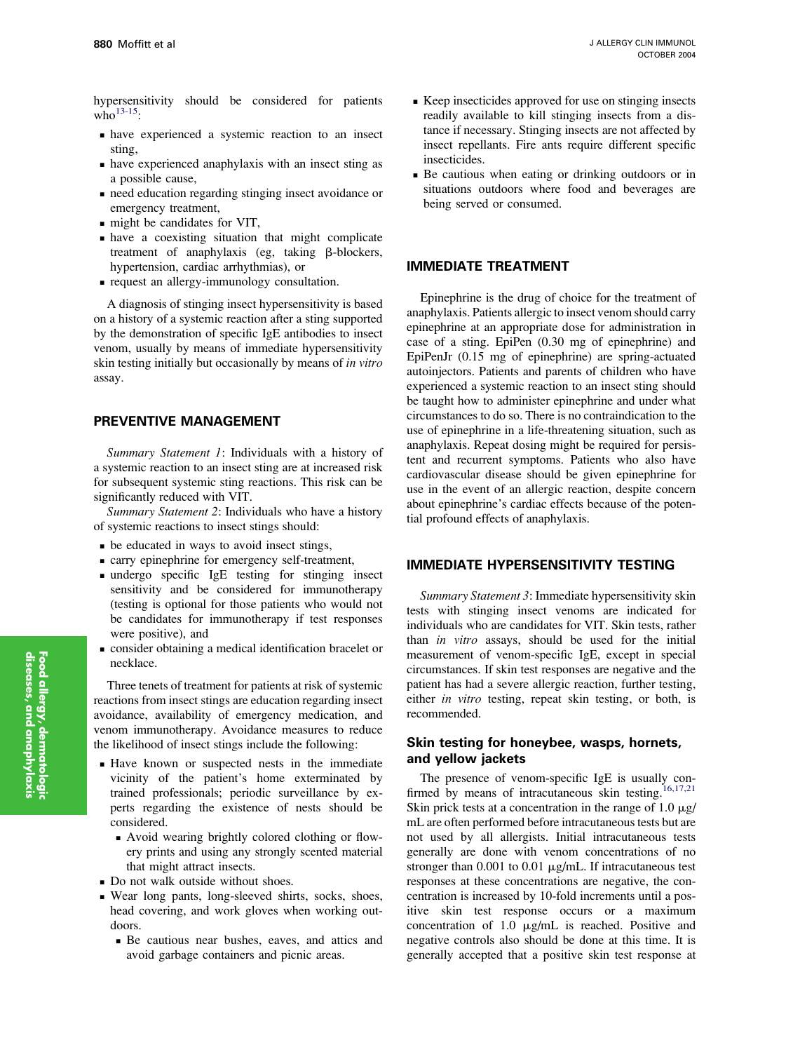hypersensitivity should be considered for patients who[13-15]:

- have experienced a systemic reaction to an insect sting,
- have experienced anaphylaxis with an insect sting as a possible cause,
- need education regarding stinging insect avoidance or emergency treatment,
- might be candidates for VIT,
- have a coexisting situation that might complicate treatment of anaphylaxis (eg, taking β-blockers, hypertension, cardiac arrhythmias), or
- request an allergy-immunology consultation.

A diagnosis of stinging insect hypersensitivity is based on a history of a systemic reaction after a sting supported by the demonstration of specific IgE antibodies to insect venom, usually by means of immediate hypersensitivity skin testing initially but occasionally by means of *in vitro* assay.

## PREVENTIVE MANAGEMENT

*Summary Statement 1*: Individuals with a history of a systemic reaction to an insect sting are at increased risk for subsequent systemic sting reactions. This risk can be significantly reduced with VIT.

*Summary Statement 2*: Individuals who have a history of systemic reactions to insect stings should:

- be educated in ways to avoid insect stings,
- carry epinephrine for emergency self-treatment,
- undergo specific IgE testing for stinging insect sensitivity and be considered for immunotherapy (testing is optional for those patients who would not be candidates for immunotherapy if test responses were positive), and
- consider obtaining a medical identification bracelet or necklace.

Three tenets of treatment for patients at risk of systemic reactions from insect stings are education regarding insect avoidance, availability of emergency medication, and venom immunotherapy. Avoidance measures to reduce the likelihood of insect stings include the following:

- Have known or suspected nests in the immediate vicinity of the patient's home exterminated by trained professionals; periodic surveillance by experts regarding the existence of nests should be considered.
  - Avoid wearing brightly colored clothing or flowery prints and using any strongly scented material that might attract insects.
- Do not walk outside without shoes.
- Wear long pants, long-sleeved shirts, socks, shoes, head covering, and work gloves when working outdoors.
  - Be cautious near bushes, eaves, and attics and avoid garbage containers and picnic areas.
- Keep insecticides approved for use on stinging insects readily available to kill stinging insects from a distance if necessary. Stinging insects are not affected by insect repellants. Fire ants require different specific insecticides.
- Be cautious when eating or drinking outdoors or in situations outdoors where food and beverages are being served or consumed.

## IMMEDIATE TREATMENT

Epinephrine is the drug of choice for the treatment of anaphylaxis. Patients allergic to insect venom should carry epinephrine at an appropriate dose for administration in case of a sting. EpiPen (0.30 mg of epinephrine) and EpiPenJr (0.15 mg of epinephrine) are spring-actuated autoinjectors. Patients and parents of children who have experienced a systemic reaction to an insect sting should be taught how to administer epinephrine and under what circumstances to do so. There is no contraindication to the use of epinephrine in a life-threatening situation, such as anaphylaxis. Repeat dosing might be required for persistent and recurrent symptoms. Patients who also have cardiovascular disease should be given epinephrine for use in the event of an allergic reaction, despite concern about epinephrine's cardiac effects because of the potential profound effects of anaphylaxis.

## IMMEDIATE HYPERSENSITIVITY TESTING

*Summary Statement 3*: Immediate hypersensitivity skin tests with stinging insect venoms are indicated for individuals who are candidates for VIT. Skin tests, rather than *in vitro* assays, should be used for the initial measurement of venom-specific IgE, except in special circumstances. If skin test responses are negative and the patient has had a severe allergic reaction, further testing, either *in vitro* testing, repeat skin testing, or both, is recommended.

### Skin testing for honeybee, wasps, hornets, and yellow jackets

The presence of venom-specific IgE is usually confirmed by means of intracutaneous skin testing.[16,17,21] Skin prick tests at a concentration in the range of 1.0 μg/mL are often performed before intracutaneous tests but are not used by all allergists. Initial intracutaneous tests generally are done with venom concentrations of no stronger than 0.001 to 0.01 μg/mL. If intracutaneous test responses at these concentrations are negative, the concentration is increased by 10-fold increments until a positive skin test response occurs or a maximum concentration of 1.0 μg/mL is reached. Positive and negative controls also should be done at this time. It is generally accepted that a positive skin test response at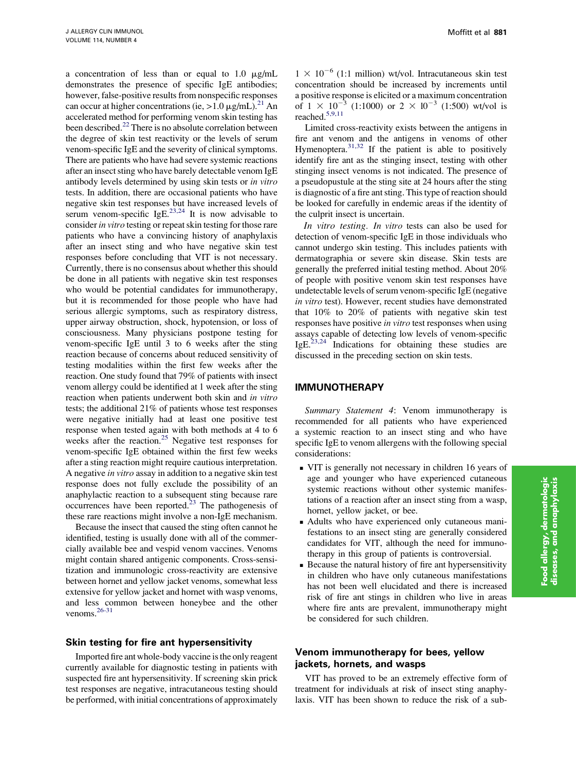a concentration of less than or equal to 1.0 μg/mL demonstrates the presence of specific IgE antibodies; however, false-positive results from nonspecific responses can occur at higher concentrations (ie, >1.0 μg/mL).[21] An accelerated method for performing venom skin testing has been described.[22] There is no absolute correlation between the degree of skin test reactivity or the levels of serum venom-specific IgE and the severity of clinical symptoms. There are patients who have had severe systemic reactions after an insect sting who have barely detectable venom IgE antibody levels determined by using skin tests or *in vitro* tests. In addition, there are occasional patients who have negative skin test responses but have increased levels of serum venom-specific IgE.[23,24] It is now advisable to consider *in vitro* testing or repeat skin testing for those rare patients who have a convincing history of anaphylaxis after an insect sting and who have negative skin test responses before concluding that VIT is not necessary. Currently, there is no consensus about whether this should be done in all patients with negative skin test responses who would be potential candidates for immunotherapy, but it is recommended for those people who have had serious allergic symptoms, such as respiratory distress, upper airway obstruction, shock, hypotension, or loss of consciousness. Many physicians postpone testing for venom-specific IgE until 3 to 6 weeks after the sting reaction because of concerns about reduced sensitivity of testing modalities within the first few weeks after the reaction. One study found that 79% of patients with insect venom allergy could be identified at 1 week after the sting reaction when patients underwent both skin and *in vitro* tests; the additional 21% of patients whose test responses were negative initially had at least one positive test response when tested again with both methods at 4 to 6 weeks after the reaction.[25] Negative test responses for venom-specific IgE obtained within the first few weeks after a sting reaction might require cautious interpretation. A negative *in vitro* assay in addition to a negative skin test response does not fully exclude the possibility of an anaphylactic reaction to a subsequent sting because rare occurrences have been reported.[23] The pathogenesis of these rare reactions might involve a non-IgE mechanism.

Because the insect that caused the sting often cannot be identified, testing is usually done with all of the commercially available bee and vespid venom vaccines. Venoms might contain shared antigenic components. Cross-sensitization and immunologic cross-reactivity are extensive between hornet and yellow jacket venoms, somewhat less extensive for yellow jacket and hornet with wasp venoms, and less common between honeybee and the other venoms.[26-31]

### Skin testing for fire ant hypersensitivity

Imported fire ant whole-body vaccine is the only reagent currently available for diagnostic testing in patients with suspected fire ant hypersensitivity. If screening skin prick test responses are negative, intracutaneous testing should be performed, with initial concentrations of approximately $1 \times 10^{-6}$ (1:1 million) wt/vol. Intracutaneous skin test concentration should be increased by increments until a positive response is elicited or a maximum concentration of $1 \times 10^{-3}$ (1:1000) or $2 \times 10^{-3}$ (1:500) wt/vol is reached.[5,9,11]

Limited cross-reactivity exists between the antigens in fire ant venom and the antigens in venoms of other Hymenoptera.[31,32] If the patient is able to positively identify fire ant as the stinging insect, testing with other stinging insect venoms is not indicated. The presence of a pseudopustule at the sting site at 24 hours after the sting is diagnostic of a fire ant sting. This type of reaction should be looked for carefully in endemic areas if the identity of the culprit insect is uncertain.

*In vitro testing*. *In vitro* tests can also be used for detection of venom-specific IgE in those individuals who cannot undergo skin testing. This includes patients with dermatographia or severe skin disease. Skin tests are generally the preferred initial testing method. About 20% of people with positive venom skin test responses have undetectable levels of serum venom-specific IgE (negative *in vitro* test). However, recent studies have demonstrated that 10% to 20% of patients with negative skin test responses have positive *in vitro* test responses when using assays capable of detecting low levels of venom-specific IgE.[23,24] Indications for obtaining these studies are discussed in the preceding section on skin tests.

## IMMUNOTHERAPY

*Summary Statement 4*: Venom immunotherapy is recommended for all patients who have experienced a systemic reaction to an insect sting and who have specific IgE to venom allergens with the following special considerations:

- VIT is generally not necessary in children 16 years of age and younger who have experienced cutaneous systemic reactions without other systemic manifestations of a reaction after an insect sting from a wasp, hornet, yellow jacket, or bee.
- Adults who have experienced only cutaneous manifestations to an insect sting are generally considered candidates for VIT, although the need for immunotherapy in this group of patients is controversial.
- Because the natural history of fire ant hypersensitivity in children who have only cutaneous manifestations has not been well elucidated and there is increased risk of fire ant stings in children who live in areas where fire ants are prevalent, immunotherapy might be considered for such children.

### Venom immunotherapy for bees, yellow jackets, hornets, and wasps

VIT has proved to be an extremely effective form of treatment for individuals at risk of insect sting anaphylaxis. VIT has been shown to reduce the risk of a sub-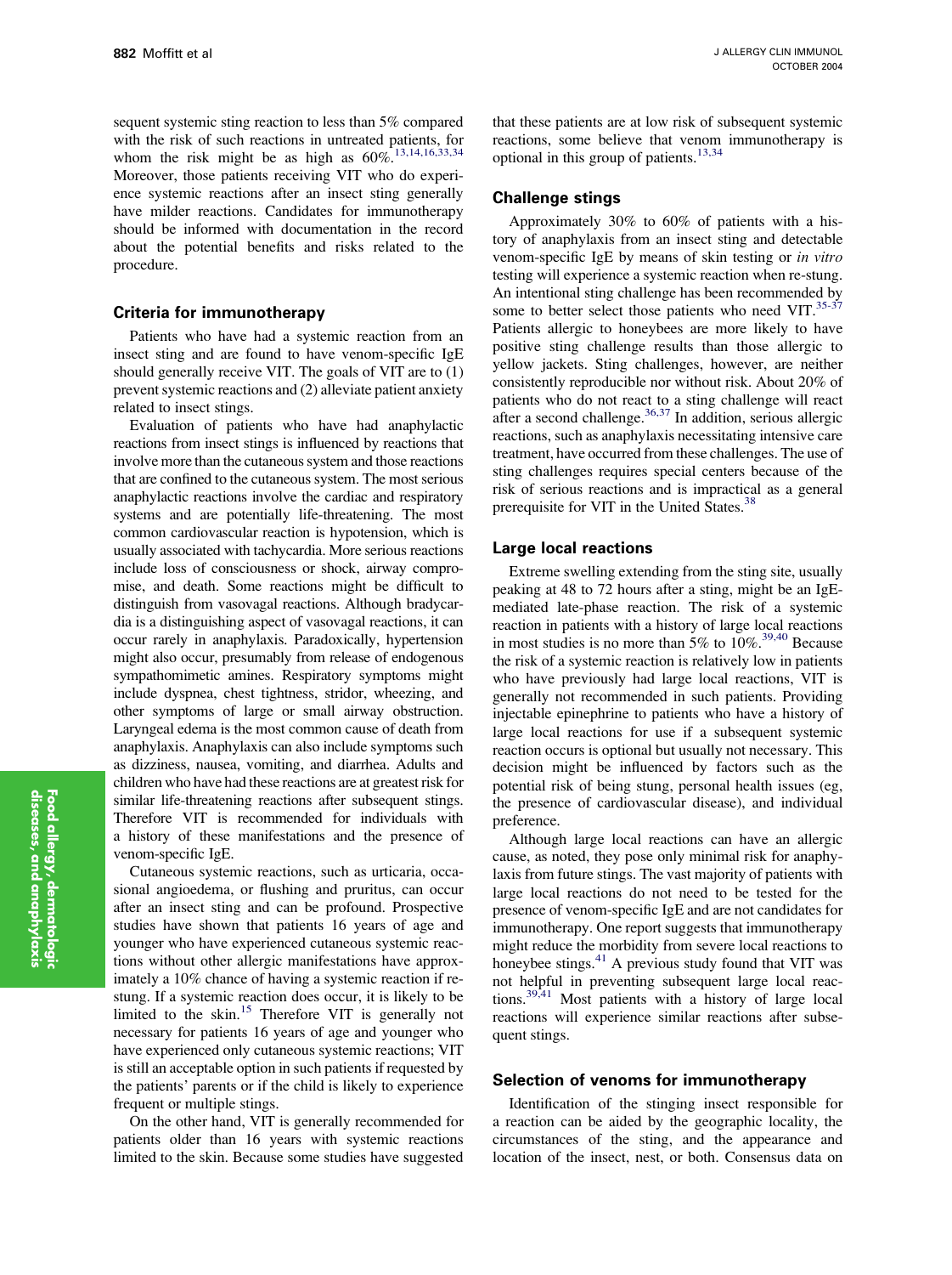sequent systemic sting reaction to less than 5% compared with the risk of such reactions in untreated patients, for whom the risk might be as high as 60%.[13,14,16,33,34] Moreover, those patients receiving VIT who do experience systemic reactions after an insect sting generally have milder reactions. Candidates for immunotherapy should be informed with documentation in the record about the potential benefits and risks related to the procedure.

### Criteria for immunotherapy

Patients who have had a systemic reaction from an insect sting and are found to have venom-specific IgE should generally receive VIT. The goals of VIT are to (1) prevent systemic reactions and (2) alleviate patient anxiety related to insect stings.

Evaluation of patients who have had anaphylactic reactions from insect stings is influenced by reactions that involve more than the cutaneous system and those reactions that are confined to the cutaneous system. The most serious anaphylactic reactions involve the cardiac and respiratory systems and are potentially life-threatening. The most common cardiovascular reaction is hypotension, which is usually associated with tachycardia. More serious reactions include loss of consciousness or shock, airway compromise, and death. Some reactions might be difficult to distinguish from vasovagal reactions. Although bradycardia is a distinguishing aspect of vasovagal reactions, it can occur rarely in anaphylaxis. Paradoxically, hypertension might also occur, presumably from release of endogenous sympathomimetic amines. Respiratory symptoms might include dyspnea, chest tightness, stridor, wheezing, and other symptoms of large or small airway obstruction. Laryngeal edema is the most common cause of death from anaphylaxis. Anaphylaxis can also include symptoms such as dizziness, nausea, vomiting, and diarrhea. Adults and children who have had these reactions are at greatest risk for similar life-threatening reactions after subsequent stings. Therefore VIT is recommended for individuals with a history of these manifestations and the presence of venom-specific IgE.

Cutaneous systemic reactions, such as urticaria, occasional angioedema, or flushing and pruritus, can occur after an insect sting and can be profound. Prospective studies have shown that patients 16 years of age and younger who have experienced cutaneous systemic reactions without other allergic manifestations have approximately a 10% chance of having a systemic reaction if restung. If a systemic reaction does occur, it is likely to be limited to the skin.[15] Therefore VIT is generally not necessary for patients 16 years of age and younger who have experienced only cutaneous systemic reactions; VIT is still an acceptable option in such patients if requested by the patients' parents or if the child is likely to experience frequent or multiple stings.

On the other hand, VIT is generally recommended for patients older than 16 years with systemic reactions limited to the skin. Because some studies have suggested that these patients are at low risk of subsequent systemic reactions, some believe that venom immunotherapy is optional in this group of patients.[13,34]

### Challenge stings

Approximately 30% to 60% of patients with a history of anaphylaxis from an insect sting and detectable venom-specific IgE by means of skin testing or *in vitro* testing will experience a systemic reaction when re-stung. An intentional sting challenge has been recommended by some to better select those patients who need VIT.[35-37] Patients allergic to honeybees are more likely to have positive sting challenge results than those allergic to yellow jackets. Sting challenges, however, are neither consistently reproducible nor without risk. About 20% of patients who do not react to a sting challenge will react after a second challenge.[36,37] In addition, serious allergic reactions, such as anaphylaxis necessitating intensive care treatment, have occurred from these challenges. The use of sting challenges requires special centers because of the risk of serious reactions and is impractical as a general prerequisite for VIT in the United States.[38]

### Large local reactions

Extreme swelling extending from the sting site, usually peaking at 48 to 72 hours after a sting, might be an IgE-mediated late-phase reaction. The risk of a systemic reaction in patients with a history of large local reactions in most studies is no more than 5% to 10%.[39,40] Because the risk of a systemic reaction is relatively low in patients who have previously had large local reactions, VIT is generally not recommended in such patients. Providing injectable epinephrine to patients who have a history of large local reactions for use if a subsequent systemic reaction occurs is optional but usually not necessary. This decision might be influenced by factors such as the potential risk of being stung, personal health issues (eg, the presence of cardiovascular disease), and individual preference.

Although large local reactions can have an allergic cause, as noted, they pose only minimal risk for anaphylaxis from future stings. The vast majority of patients with large local reactions do not need to be tested for the presence of venom-specific IgE and are not candidates for immunotherapy. One report suggests that immunotherapy might reduce the morbidity from severe local reactions to honeybee stings.[41] A previous study found that VIT was not helpful in preventing subsequent large local reactions.[39,41] Most patients with a history of large local reactions will experience similar reactions after subsequent stings.

### Selection of venoms for immunotherapy

Identification of the stinging insect responsible for a reaction can be aided by the geographic locality, the circumstances of the sting, and the appearance and location of the insect, nest, or both. Consensus data on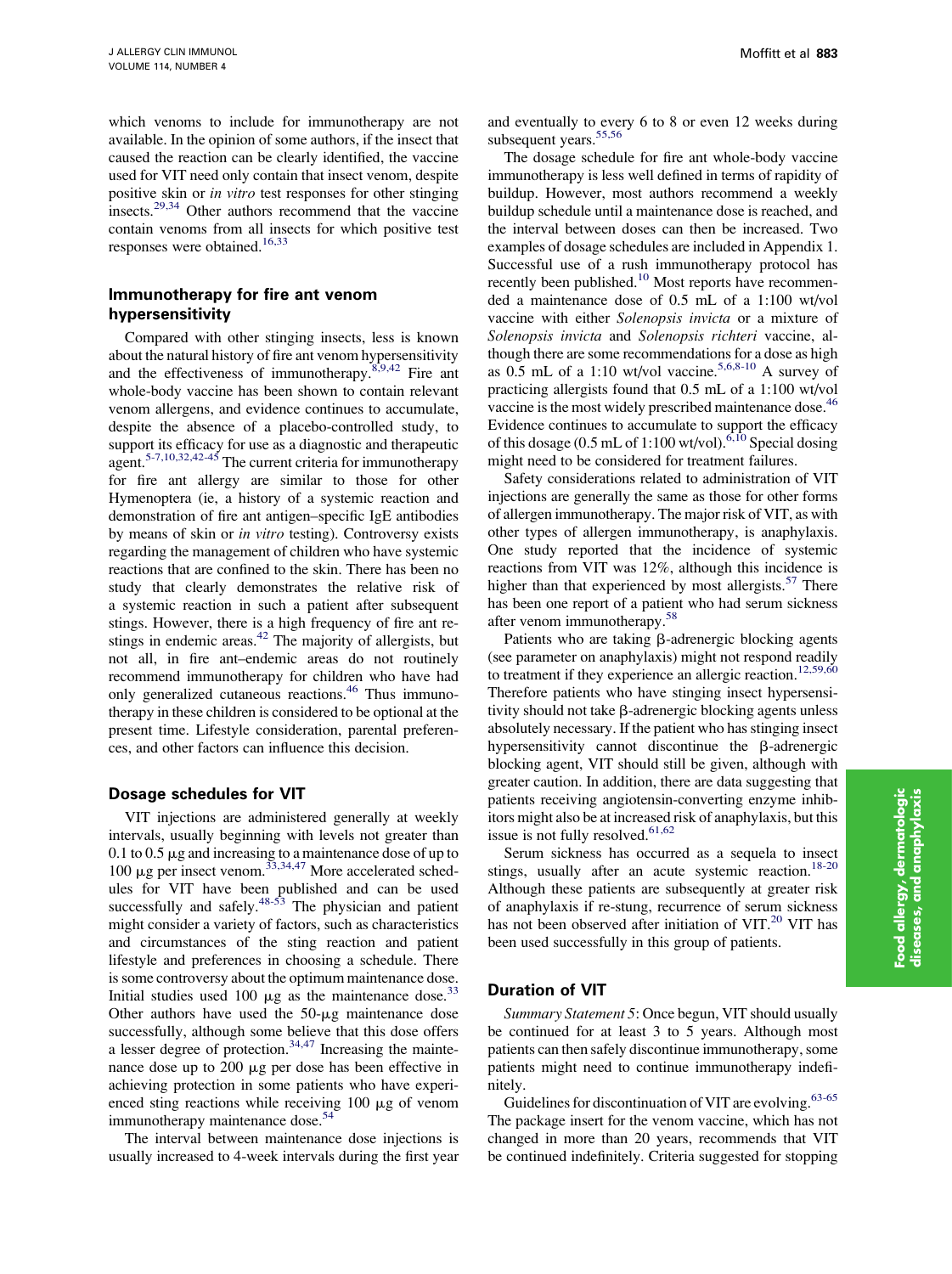which venoms to include for immunotherapy are not available. In the opinion of some authors, if the insect that caused the reaction can be clearly identified, the vaccine used for VIT need only contain that insect venom, despite positive skin or *in vitro* test responses for other stinging insects.[29,34] Other authors recommend that the vaccine contain venoms from all insects for which positive test responses were obtained.[16,33]

## Immunotherapy for fire ant venom hypersensitivity

Compared with other stinging insects, less is known about the natural history of fire ant venom hypersensitivity and the effectiveness of immunotherapy.[8,9,42] Fire ant whole-body vaccine has been shown to contain relevant venom allergens, and evidence continues to accumulate, despite the absence of a placebo-controlled study, to support its efficacy for use as a diagnostic and therapeutic agent.[5-7,10,32,42-45] The current criteria for immunotherapy for fire ant allergy are similar to those for other Hymenoptera (ie, a history of a systemic reaction and demonstration of fire ant antigen–specific IgE antibodies by means of skin or *in vitro* testing). Controversy exists regarding the management of children who have systemic reactions that are confined to the skin. There has been no study that clearly demonstrates the relative risk of a systemic reaction in such a patient after subsequent stings. However, there is a high frequency of fire ant re-stings in endemic areas.[42] The majority of allergists, but not all, in fire ant–endemic areas do not routinely recommend immunotherapy for children who have had only generalized cutaneous reactions.[46] Thus immunotherapy in these children is considered to be optional at the present time. Lifestyle consideration, parental preferences, and other factors can influence this decision.

## Dosage schedules for VIT

VIT injections are administered generally at weekly intervals, usually beginning with levels not greater than 0.1 to 0.5 μg and increasing to a maintenance dose of up to 100 μg per insect venom.[33,34,47] More accelerated schedules for VIT have been published and can be used successfully and safely.[48-53] The physician and patient might consider a variety of factors, such as characteristics and circumstances of the sting reaction and patient lifestyle and preferences in choosing a schedule. There is some controversy about the optimum maintenance dose. Initial studies used 100 μg as the maintenance dose.[33] Other authors have used the 50-μg maintenance dose successfully, although some believe that this dose offers a lesser degree of protection.[34,47] Increasing the maintenance dose up to 200 μg per dose has been effective in achieving protection in some patients who have experienced sting reactions while receiving 100 μg of venom immunotherapy maintenance dose.[54]

The interval between maintenance dose injections is usually increased to 4-week intervals during the first year and eventually to every 6 to 8 or even 12 weeks during subsequent years.[55,56]

The dosage schedule for fire ant whole-body vaccine immunotherapy is less well defined in terms of rapidity of buildup. However, most authors recommend a weekly buildup schedule until a maintenance dose is reached, and the interval between doses can then be increased. Two examples of dosage schedules are included in Appendix 1. Successful use of a rush immunotherapy protocol has recently been published.[10] Most reports have recommended a maintenance dose of 0.5 mL of a 1:100 wt/vol vaccine with either *Solenopsis invicta* or a mixture of *Solenopsis invicta* and *Solenopsis richteri* vaccine, although there are some recommendations for a dose as high as 0.5 mL of a 1:10 wt/vol vaccine.[5,6,8-10] A survey of practicing allergists found that 0.5 mL of a 1:100 wt/vol vaccine is the most widely prescribed maintenance dose.[46] Evidence continues to accumulate to support the efficacy of this dosage (0.5 mL of 1:100 wt/vol).[6,10] Special dosing might need to be considered for treatment failures.

Safety considerations related to administration of VIT injections are generally the same as those for other forms of allergen immunotherapy. The major risk of VIT, as with other types of allergen immunotherapy, is anaphylaxis. One study reported that the incidence of systemic reactions from VIT was 12%, although this incidence is higher than that experienced by most allergists.[57] There has been one report of a patient who had serum sickness after venom immunotherapy.[58]

Patients who are taking β-adrenergic blocking agents (see parameter on anaphylaxis) might not respond readily to treatment if they experience an allergic reaction.[12,59,60] Therefore patients who have stinging insect hypersensitivity should not take β-adrenergic blocking agents unless absolutely necessary. If the patient who has stinging insect hypersensitivity cannot discontinue the β-adrenergic blocking agent, VIT should still be given, although with greater caution. In addition, there are data suggesting that patients receiving angiotensin-converting enzyme inhibitors might also be at increased risk of anaphylaxis, but this issue is not fully resolved.[61,62]

Serum sickness has occurred as a sequela to insect stings, usually after an acute systemic reaction.[18-20] Although these patients are subsequently at greater risk of anaphylaxis if re-stung, recurrence of serum sickness has not been observed after initiation of VIT.[20] VIT has been used successfully in this group of patients.

## Duration of VIT

*Summary Statement 5*: Once begun, VIT should usually be continued for at least 3 to 5 years. Although most patients can then safely discontinue immunotherapy, some patients might need to continue immunotherapy indefinitely.

Guidelines for discontinuation of VIT are evolving.[63-65] The package insert for the venom vaccine, which has not changed in more than 20 years, recommends that VIT be continued indefinitely. Criteria suggested for stopping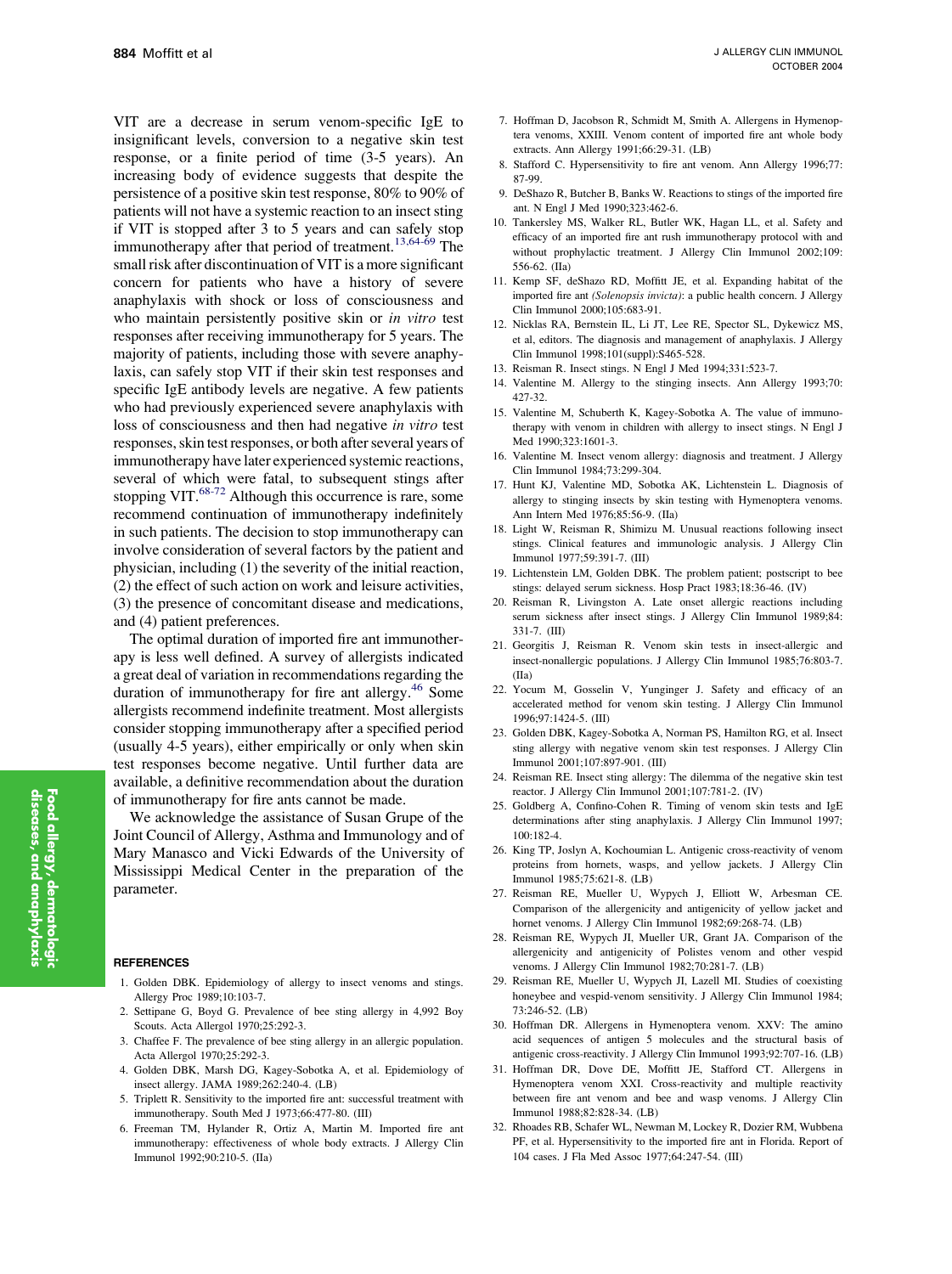VIT are a decrease in serum venom-specific IgE to insignificant levels, conversion to a negative skin test response, or a finite period of time (3-5 years). An increasing body of evidence suggests that despite the persistence of a positive skin test response, 80% to 90% of patients will not have a systemic reaction to an insect sting if VIT is stopped after 3 to 5 years and can safely stop immunotherapy after that period of treatment.[13,64-69] The small risk after discontinuation of VIT is a more significant concern for patients who have a history of severe anaphylaxis with shock or loss of consciousness and who maintain persistently positive skin or *in vitro* test responses after receiving immunotherapy for 5 years. The majority of patients, including those with severe anaphylaxis, can safely stop VIT if their skin test responses and specific IgE antibody levels are negative. A few patients who had previously experienced severe anaphylaxis with loss of consciousness and then had negative *in vitro* test responses, skin test responses, or both after several years of immunotherapy have later experienced systemic reactions, several of which were fatal, to subsequent stings after stopping VIT.[68-72] Although this occurrence is rare, some recommend continuation of immunotherapy indefinitely in such patients. The decision to stop immunotherapy can involve consideration of several factors by the patient and physician, including (1) the severity of the initial reaction, (2) the effect of such action on work and leisure activities, (3) the presence of concomitant disease and medications, and (4) patient preferences.

The optimal duration of imported fire ant immunotherapy is less well defined. A survey of allergists indicated a great deal of variation in recommendations regarding the duration of immunotherapy for fire ant allergy.[46] Some allergists recommend indefinite treatment. Most allergists consider stopping immunotherapy after a specified period (usually 4-5 years), either empirically or only when skin test responses become negative. Until further data are available, a definitive recommendation about the duration of immunotherapy for fire ants cannot be made.

We acknowledge the assistance of Susan Grupe of the Joint Council of Allergy, Asthma and Immunology and of Mary Manasco and Vicki Edwards of the University of Mississippi Medical Center in the preparation of the parameter.

## REFERENCES

1. Golden DBK. Epidemiology of allergy to insect venoms and stings. Allergy Proc 1989;10:103-7.
2. Settipane G, Boyd G. Prevalence of bee sting allergy in 4,992 Boy Scouts. Acta Allergol 1970;25:292-3.
3. Chaffee F. The prevalence of bee sting allergy in an allergic population. Acta Allergol 1970;25:292-3.
4. Golden DBK, Marsh DG, Kagey-Sobotka A, et al. Epidemiology of insect allergy. JAMA 1989;262:240-4. (LB)
5. Triplett R. Sensitivity to the imported fire ant: successful treatment with immunotherapy. South Med J 1973;66:477-80. (III)
6. Freeman TM, Hylander R, Ortiz A, Martin M. Imported fire ant immunotherapy: effectiveness of whole body extracts. J Allergy Clin Immunol 1992;90:210-5. (IIa)
7. Hoffman D, Jacobson R, Schmidt M, Smith A. Allergens in Hymenoptera venoms, XXIII. Venom content of imported fire ant whole body extracts. Ann Allergy 1991;66:29-31. (LB)
8. Stafford C. Hypersensitivity to fire ant venom. Ann Allergy 1996;77:87-99.
9. DeShazo R, Butcher B, Banks W. Reactions to stings of the imported fire ant. N Engl J Med 1990;323:462-6.
10. Tankersley MS, Walker RL, Butler WK, Hagan LL, et al. Safety and efficacy of an imported fire ant rush immunotherapy protocol with and without prophylactic treatment. J Allergy Clin Immunol 2002;109:556-62. (IIa)
11. Kemp SF, deShazo RD, Moffitt JE, et al. Expanding habitat of the imported fire ant *(Solenopsis invicta)*: a public health concern. J Allergy Clin Immunol 2000;105:683-91.
12. Nicklas RA, Bernstein IL, Li JT, Lee RE, Spector SL, Dykewicz MS, et al, editors. The diagnosis and management of anaphylaxis. J Allergy Clin Immunol 1998;101(suppl):S465-528.
13. Reisman R. Insect stings. N Engl J Med 1994;331:523-7.
14. Valentine M. Allergy to the stinging insects. Ann Allergy 1993;70:427-32.
15. Valentine M, Schuberth K, Kagey-Sobotka A. The value of immunotherapy with venom in children with allergy to insect stings. N Engl J Med 1990;323:1601-3.
16. Valentine M. Insect venom allergy: diagnosis and treatment. J Allergy Clin Immunol 1984;73:299-304.
17. Hunt KJ, Valentine MD, Sobotka AK, Lichtenstein L. Diagnosis of allergy to stinging insects by skin testing with Hymenoptera venoms. Ann Intern Med 1976;85:56-9. (IIa)
18. Light W, Reisman R, Shimizu M. Unusual reactions following insect stings. Clinical features and immunologic analysis. J Allergy Clin Immunol 1977;59:391-7. (III)
19. Lichtenstein LM, Golden DBK. The problem patient; postscript to bee stings: delayed serum sickness. Hosp Pract 1983;18:36-46. (IV)
20. Reisman R, Livingston A. Late onset allergic reactions including serum sickness after insect stings. J Allergy Clin Immunol 1989;84:331-7. (III)
21. Georgitis J, Reisman R. Venom skin tests in insect-allergic and insect-nonallergic populations. J Allergy Clin Immunol 1985;76:803-7. (IIa)
22. Yocum M, Gosselin V, Yunginger J. Safety and efficacy of an accelerated method for venom skin testing. J Allergy Clin Immunol 1996;97:1424-5. (III)
23. Golden DBK, Kagey-Sobotka A, Norman PS, Hamilton RG, et al. Insect sting allergy with negative venom skin test responses. J Allergy Clin Immunol 2001;107:897-901. (III)
24. Reisman RE. Insect sting allergy: The dilemma of the negative skin test reactor. J Allergy Clin Immunol 2001;107:781-2. (IV)
25. Goldberg A, Confino-Cohen R. Timing of venom skin tests and IgE determinations after sting anaphylaxis. J Allergy Clin Immunol 1997;100:182-4.
26. King TP, Joslyn A, Kochoumian L. Antigenic cross-reactivity of venom proteins from hornets, wasps, and yellow jackets. J Allergy Clin Immunol 1985;75:621-8. (LB)
27. Reisman RE, Mueller U, Wypych J, Elliott W, Arbesman CE. Comparison of the allergenicity and antigenicity of yellow jacket and hornet venoms. J Allergy Clin Immunol 1982;69:268-74. (LB)
28. Reisman RE, Wypych JI, Mueller UR, Grant JA. Comparison of the allergenicity and antigenicity of Polistes venom and other vespid venoms. J Allergy Clin Immunol 1982;70:281-7. (LB)
29. Reisman RE, Mueller U, Wypych JI, Lazell MI. Studies of coexisting honeybee and vespid-venom sensitivity. J Allergy Clin Immunol 1984;73:246-52. (LB)
30. Hoffman DR. Allergens in Hymenoptera venom. XXV: The amino acid sequences of antigen 5 molecules and the structural basis of antigenic cross-reactivity. J Allergy Clin Immunol 1993;92:707-16. (LB)
31. Hoffman DR, Dove DE, Moffitt JE, Stafford CT. Allergens in Hymenoptera venom XXI. Cross-reactivity and multiple reactivity between fire ant venom and bee and wasp venoms. J Allergy Clin Immunol 1988;82:828-34. (LB)
32. Rhoades RB, Schafer WL, Newman M, Lockey R, Dozier RM, Wubbena PF, et al. Hypersensitivity to the imported fire ant in Florida. Report of 104 cases. J Fla Med Assoc 1977;64:247-54. (III)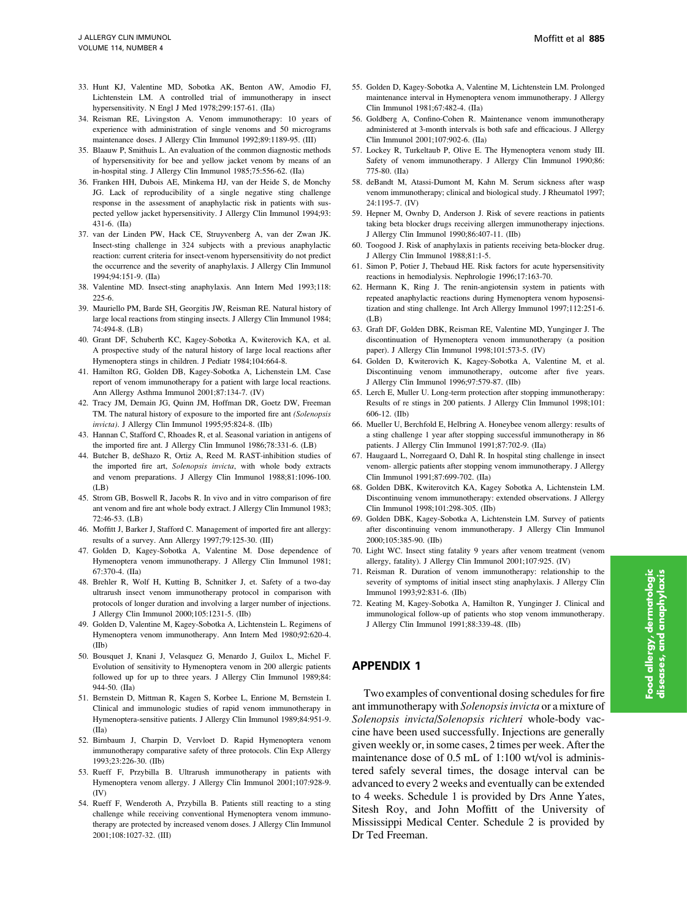33. Hunt KJ, Valentine MD, Sobotka AK, Benton AW, Amodio FJ, Lichtenstein LM. A controlled trial of immunotherapy in insect hypersensitivity. N Engl J Med 1978;299:157-61. (IIa)
34. Reisman RE, Livingston A. Venom immunotherapy: 10 years of experience with administration of single venoms and 50 micrograms maintenance doses. J Allergy Clin Immunol 1992;89:1189-95. (III)
35. Blaauw P, Smithuis L. An evaluation of the common diagnostic methods of hypersensitivity for bee and yellow jacket venom by means of an in-hospital sting. J Allergy Clin Immunol 1985;75:556-62. (IIa)
36. Franken HH, Dubois AE, Minkema HJ, van der Heide S, de Monchy JG. Lack of reproducibility of a single negative sting challenge response in the assessment of anaphylactic risk in patients with suspected yellow jacket hypersensitivity. J Allergy Clin Immunol 1994;93: 431-6. (IIa)
37. van der Linden PW, Hack CE, Struyvenberg A, van der Zwan JK. Insect-sting challenge in 324 subjects with a previous anaphylactic reaction: current criteria for insect-venom hypersensitivity do not predict the occurrence and the severity of anaphylaxis. J Allergy Clin Immunol 1994;94:151-9. (IIa)
38. Valentine MD. Insect-sting anaphylaxis. Ann Intern Med 1993;118: 225-6.
39. Mauriello PM, Barde SH, Georgitis JW, Reisman RE. Natural history of large local reactions from stinging insects. J Allergy Clin Immunol 1984; 74:494-8. (LB)
40. Grant DF, Schuberth KC, Kagey-Sobotka A, Kwiterovich KA, et al. A prospective study of the natural history of large local reactions after Hymenoptera stings in children. J Pediatr 1984;104:664-8.
41. Hamilton RG, Golden DB, Kagey-Sobotka A, Lichenstein LM. Case report of venom immunotherapy for a patient with large local reactions. Ann Allergy Asthma Immunol 2001;87:134-7. (IV)
42. Tracy JM, Demain JG, Quinn JM, Hoffman DR, Goetz DW, Freeman TM. The natural history of exposure to the imported fire ant *(Solenopsis invicta)*. J Allergy Clin Immunol 1995;95:824-8. (IIb)
43. Hannan C, Stafford C, Rhoades R, et al. Seasonal variation in antigens of the imported fire ant. J Allergy Clin Immunol 1986;78:331-6. (LB)
44. Butcher B, deShazo R, Ortiz A, Reed M. RAST-inhibition studies of the imported fire art, *Solenopsis invicta*, with whole body extracts and venom preparations. J Allergy Clin Immunol 1988;81:1096-100. (LB)
45. Strom GB, Boswell R, Jacobs R. In vivo and in vitro comparison of fire ant venom and fire ant whole body extract. J Allergy Clin Immunol 1983; 72:46-53. (LB)
46. Moffitt J, Barker J, Stafford C. Management of imported fire ant allergy: results of a survey. Ann Allergy 1997;79:125-30. (III)
47. Golden D, Kagey-Sobotka A, Valentine M. Dose dependence of Hymenoptera venom immunotherapy. J Allergy Clin Immunol 1981; 67:370-4. (IIa)
48. Brehler R, Wolf H, Kutting B, Schnitker J, et. Safety of a two-day ultrarush insect venom immunotherapy protocol in comparison with protocols of longer duration and involving a larger number of injections. J Allergy Clin Immunol 2000;105:1231-5. (IIb)
49. Golden D, Valentine M, Kagey-Sobotka A, Lichtenstein L. Regimens of Hymenoptera venom immunotherapy. Ann Intern Med 1980;92:620-4. (IIb)
50. Bousquet J, Knani J, Velasquez G, Menardo J, Guilox L, Michel F. Evolution of sensitivity to Hymenoptera venom in 200 allergic patients followed up for up to three years. J Allergy Clin Immunol 1989;84: 944-50. (IIa)
51. Bernstein D, Mittman R, Kagen S, Korbee L, Enrione M, Bernstein I. Clinical and immunologic studies of rapid venom immunotherapy in Hymenoptera-sensitive patients. J Allergy Clin Immunol 1989;84:951-9. (IIa)
52. Birnbaum J, Charpin D, Vervloet D. Rapid Hymenoptera venom immunotherapy comparative safety of three protocols. Clin Exp Allergy 1993;23:226-30. (IIb)
53. Rueff F, Przybilla B. Ultrarush immunotherapy in patients with Hymenoptera venom allergy. J Allergy Clin Immunol 2001;107:928-9. (IV)
54. Rueff F, Wenderoth A, Przybilla B. Patients still reacting to a sting challenge while receiving conventional Hymenoptera venom immunotherapy are protected by increased venom doses. J Allergy Clin Immunol 2001;108:1027-32. (III)
55. Golden D, Kagey-Sobotka A, Valentine M, Lichtenstein LM. Prolonged maintenance interval in Hymenoptera venom immunotherapy. J Allergy Clin Immunol 1981;67:482-4. (IIa)
56. Goldberg A, Confino-Cohen R. Maintenance venom immunotherapy administered at 3-month intervals is both safe and efficacious. J Allergy Clin Immunol 2001;107:902-6. (IIa)
57. Lockey R, Turkeltaub P, Olive E. The Hymenoptera venom study III. Safety of venom immunotherapy. J Allergy Clin Immunol 1990;86: 775-80. (IIa)
58. deBandt M, Atassi-Dumont M, Kahn M. Serum sickness after wasp venom immunotherapy; clinical and biological study. J Rheumatol 1997; 24:1195-7. (IV)
59. Hepner M, Ownby D, Anderson J. Risk of severe reactions in patients taking beta blocker drugs receiving allergen immunotherapy injections. J Allergy Clin Immunol 1990;86:407-11. (IIb)
60. Toogood J. Risk of anaphylaxis in patients receiving beta-blocker drug. J Allergy Clin Immunol 1988;81:1-5.
61. Simon P, Potier J, Thebaud HE. Risk factors for acute hypersensitivity reactions in hemodialysis. Nephrologie 1996;17:163-70.
62. Hermann K, Ring J. The renin-angiotensin system in patients with repeated anaphylactic reactions during Hymenoptera venom hyposensitization and sting challenge. Int Arch Allergy Immunol 1997;112:251-6. (LB)
63. Graft DF, Golden DBK, Reisman RE, Valentine MD, Yunginger J. The discontinuation of Hymenoptera venom immunotherapy (a position paper). J Allergy Clin Immunol 1998;101:573-5. (IV)
64. Golden D, Kwiterovich K, Kagey-Sobotka A, Valentine M, et al. Discontinuing venom immunotherapy, outcome after five years. J Allergy Clin Immunol 1996;97:579-87. (IIb)
65. Lerch E, Muller U. Long-term protection after stopping immunotherapy: Results of re stings in 200 patients. J Allergy Clin Immunol 1998;101: 606-12. (IIb)
66. Mueller U, Berchfold E, Helbring A. Honeybee venom allergy: results of a sting challenge 1 year after stopping successful immunotherapy in 86 patients. J Allergy Clin Immunol 1991;87:702-9. (IIa)
67. Haugaard L, Norregaard O, Dahl R. In hospital sting challenge in insect venom- allergic patients after stopping venom immunotherapy. J Allergy Clin Immunol 1991;87:699-702. (IIa)
68. Golden DBK, Kwiterovitch KA, Kagey Sobotka A, Lichtenstein LM. Discontinuing venom immunotherapy: extended observations. J Allergy Clin Immunol 1998;101:298-305. (IIb)
69. Golden DBK, Kagey-Sobotka A, Lichtenstein LM. Survey of patients after discontinuing venom immunotherapy. J Allergy Clin Immunol 2000;105:385-90. (IIb)
70. Light WC. Insect sting fatality 9 years after venom treatment (venom allergy, fatality). J Allergy Clin Immunol 2001;107:925. (IV)
71. Reisman R. Duration of venom immunotherapy: relationship to the severity of symptoms of initial insect sting anaphylaxis. J Allergy Clin Immunol 1993;92:831-6. (IIb)
72. Keating M, Kagey-Sobotka A, Hamilton R, Yunginger J. Clinical and immunological follow-up of patients who stop venom immunotherapy. J Allergy Clin Immunol 1991;88:339-48. (IIb)

## APPENDIX 1

Two examples of conventional dosing schedules for fire ant immunotherapy with *Solenopsis invicta* or a mixture of *Solenopsis invicta/Solenopsis richteri* whole-body vaccine have been used successfully. Injections are generally given weekly or, in some cases, 2 times per week. After the maintenance dose of 0.5 mL of 1:100 wt/vol is administered safely several times, the dosage interval can be advanced to every 2 weeks and eventually can be extended to 4 weeks. Schedule 1 is provided by Drs Anne Yates, Sitesh Roy, and John Moffitt of the University of Mississippi Medical Center. Schedule 2 is provided by Dr Ted Freeman.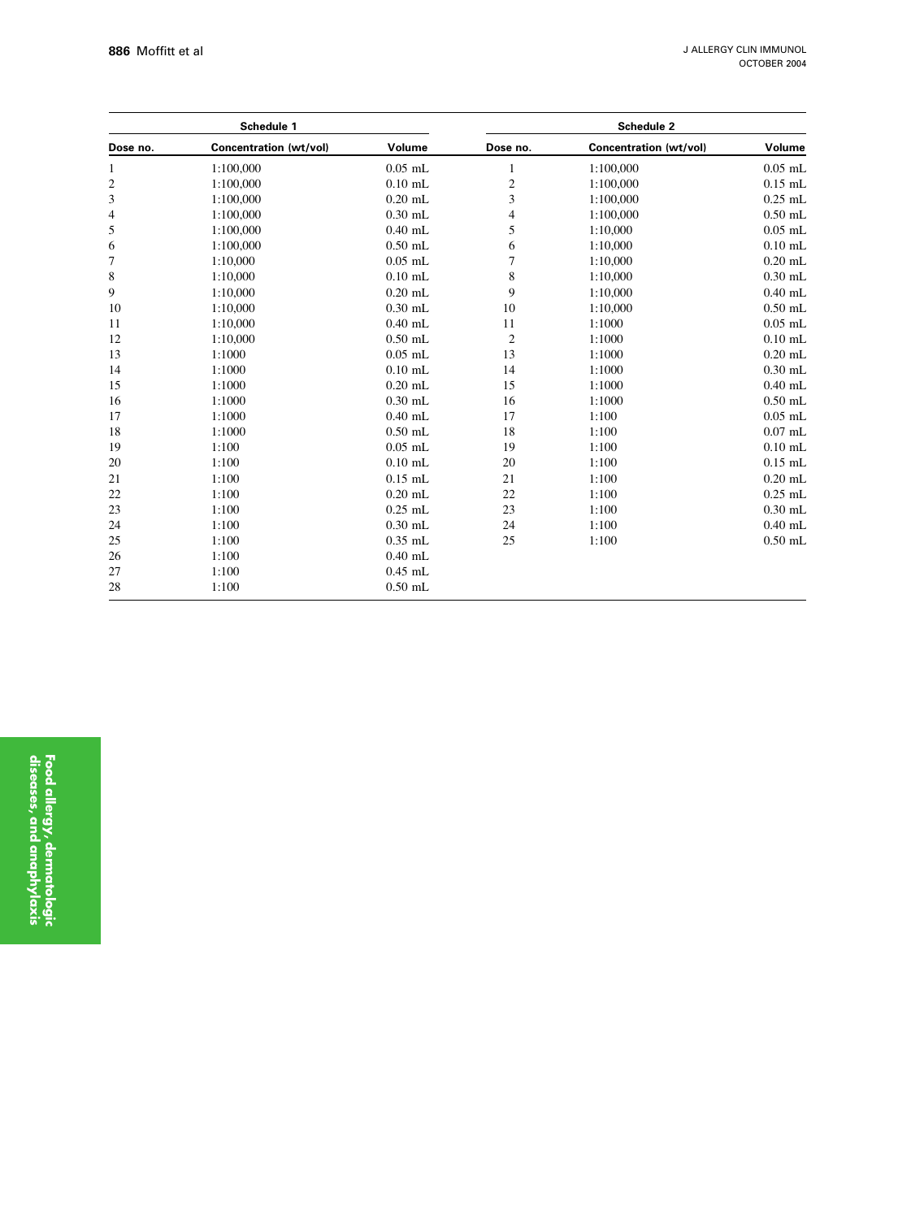| Schedule 1 | | | Schedule 2 | | |
|---|---|---|---|---|---|
| Dose no. | Concentration (wt/vol) | Volume | Dose no. | Concentration (wt/vol) | Volume |
| 1 | 1:100,000 | 0.05 mL | 1 | 1:100,000 | 0.05 mL |
| 2 | 1:100,000 | 0.10 mL | 2 | 1:100,000 | 0.15 mL |
| 3 | 1:100,000 | 0.20 mL | 3 | 1:100,000 | 0.25 mL |
| 4 | 1:100,000 | 0.30 mL | 4 | 1:100,000 | 0.50 mL |
| 5 | 1:100,000 | 0.40 mL | 5 | 1:10,000 | 0.05 mL |
| 6 | 1:100,000 | 0.50 mL | 6 | 1:10,000 | 0.10 mL |
| 7 | 1:10,000 | 0.05 mL | 7 | 1:10,000 | 0.20 mL |
| 8 | 1:10,000 | 0.10 mL | 8 | 1:10,000 | 0.30 mL |
| 9 | 1:10,000 | 0.20 mL | 9 | 1:10,000 | 0.40 mL |
| 10 | 1:10,000 | 0.30 mL | 10 | 1:10,000 | 0.50 mL |
| 11 | 1:10,000 | 0.40 mL | 11 | 1:1000 | 0.05 mL |
| 12 | 1:10,000 | 0.50 mL | 2 | 1:1000 | 0.10 mL |
| 13 | 1:1000 | 0.05 mL | 13 | 1:1000 | 0.20 mL |
| 14 | 1:1000 | 0.10 mL | 14 | 1:1000 | 0.30 mL |
| 15 | 1:1000 | 0.20 mL | 15 | 1:1000 | 0.40 mL |
| 16 | 1:1000 | 0.30 mL | 16 | 1:1000 | 0.50 mL |
| 17 | 1:1000 | 0.40 mL | 17 | 1:100 | 0.05 mL |
| 18 | 1:1000 | 0.50 mL | 18 | 1:100 | 0.07 mL |
| 19 | 1:100 | 0.05 mL | 19 | 1:100 | 0.10 mL |
| 20 | 1:100 | 0.10 mL | 20 | 1:100 | 0.15 mL |
| 21 | 1:100 | 0.15 mL | 21 | 1:100 | 0.20 mL |
| 22 | 1:100 | 0.20 mL | 22 | 1:100 | 0.25 mL |
| 23 | 1:100 | 0.25 mL | 23 | 1:100 | 0.30 mL |
| 24 | 1:100 | 0.30 mL | 24 | 1:100 | 0.40 mL |
| 25 | 1:100 | 0.35 mL | 25 | 1:100 | 0.50 mL |
| 26 | 1:100 | 0.40 mL | | | |
| 27 | 1:100 | 0.45 mL | | | |
| 28 | 1:100 | 0.50 mL | | | |